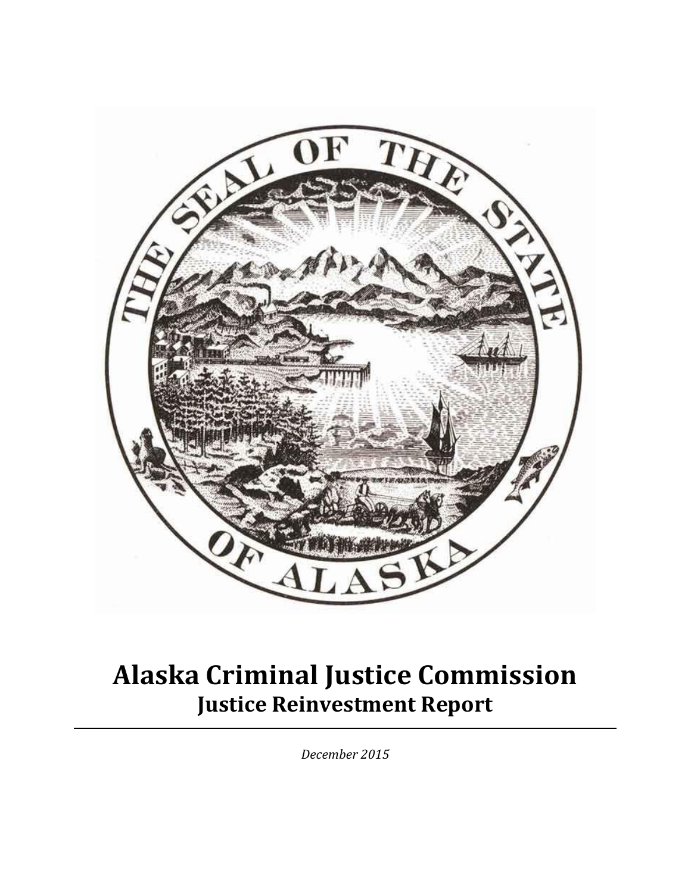# Alaska Criminal Justice Commission

## Justice Reinvestment Report

*December 2015*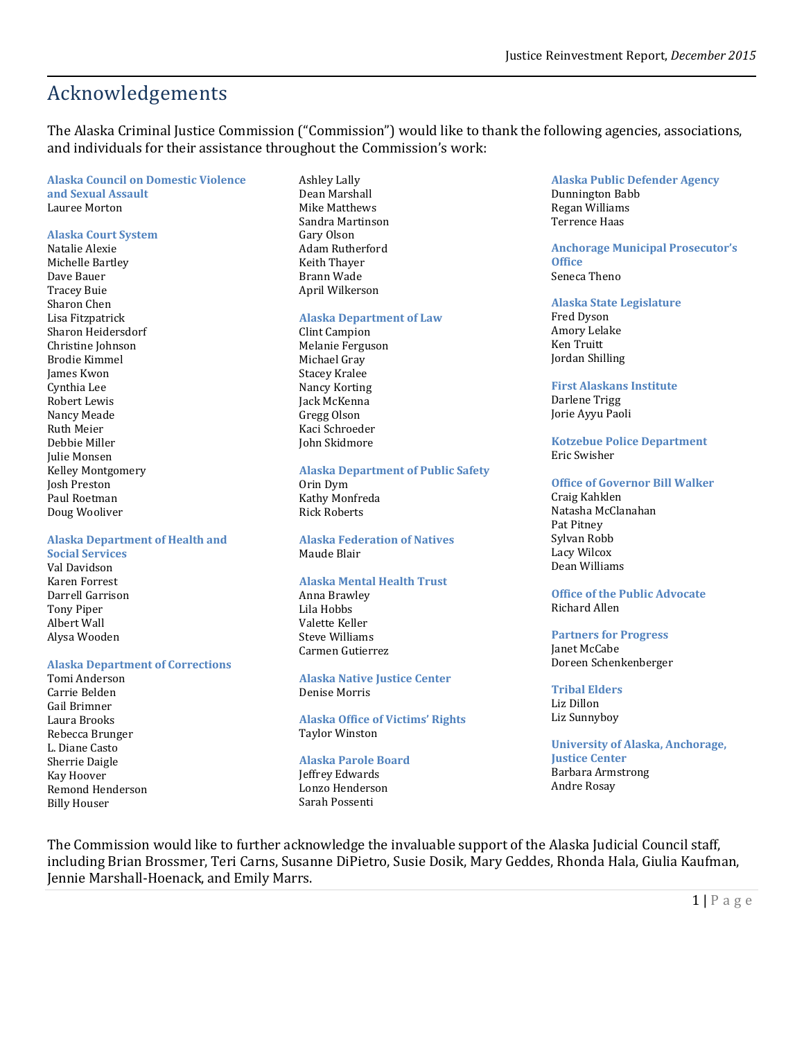# Acknowledgements

The Alaska Criminal Justice Commission ("Commission") would like to thank the following agencies, associations, and individuals for their assistance throughout the Commission's work:

**Alaska Council on Domestic Violence and Sexual Assault**
Lauree Morton

**Alaska Court System**
Natalie Alexie
Michelle Bartley
Dave Bauer
Tracey Buie
Sharon Chen
Lisa Fitzpatrick
Sharon Heidersdorf
Christine Johnson
Brodie Kimmel
James Kwon
Cynthia Lee
Robert Lewis
Nancy Meade
Ruth Meier
Debbie Miller
Julie Monsen
Kelley Montgomery
Josh Preston
Paul Roetman
Doug Wooliver

**Alaska Department of Health and Social Services**
Val Davidson
Karen Forrest
Darrell Garrison
Tony Piper
Albert Wall
Alysa Wooden

**Alaska Department of Corrections**
Tomi Anderson
Carrie Belden
Gail Brimner
Laura Brooks
Rebecca Brunger
L. Diane Casto
Sherrie Daigle
Kay Hoover
Remond Henderson
Billy Houser
Ashley Lally
Dean Marshall
Mike Matthews
Sandra Martinson
Gary Olson
Adam Rutherford
Keith Thayer
Brann Wade
April Wilkerson

**Alaska Department of Law**
Clint Campion
Melanie Ferguson
Michael Gray
Stacey Kralee
Nancy Korting
Jack McKenna
Gregg Olson
Kaci Schroeder
John Skidmore

**Alaska Department of Public Safety**
Orin Dym
Kathy Monfreda
Rick Roberts

**Alaska Federation of Natives**
Maude Blair

**Alaska Mental Health Trust**
Anna Brawley
Lila Hobbs
Valette Keller
Steve Williams
Carmen Gutierrez

**Alaska Native Justice Center**
Denise Morris

**Alaska Office of Victims' Rights**
Taylor Winston

**Alaska Parole Board**
Jeffrey Edwards
Lonzo Henderson
Sarah Possenti

**Alaska Public Defender Agency**
Dunnington Babb
Regan Williams
Terrence Haas

**Anchorage Municipal Prosecutor's Office**
Seneca Theno

**Alaska State Legislature**
Fred Dyson
Amory Lelake
Ken Truitt
Jordan Shilling

**First Alaskans Institute**
Darlene Trigg
Jorie Ayyu Paoli

**Kotzebue Police Department**
Eric Swisher

**Office of Governor Bill Walker**
Craig Kahklen
Natasha McClanahan
Pat Pitney
Sylvan Robb
Lacy Wilcox
Dean Williams

**Office of the Public Advocate**
Richard Allen

**Partners for Progress**
Janet McCabe
Doreen Schenkenberger

**Tribal Elders**
Liz Dillon
Liz Sunnyboy

**University of Alaska, Anchorage, Justice Center**
Barbara Armstrong
Andre Rosay

The Commission would like to further acknowledge the invaluable support of the Alaska Judicial Council staff, including Brian Brossmer, Teri Carns, Susanne DiPietro, Susie Dosik, Mary Geddes, Rhonda Hala, Giulia Kaufman, Jennie Marshall-Hoenack, and Emily Marrs.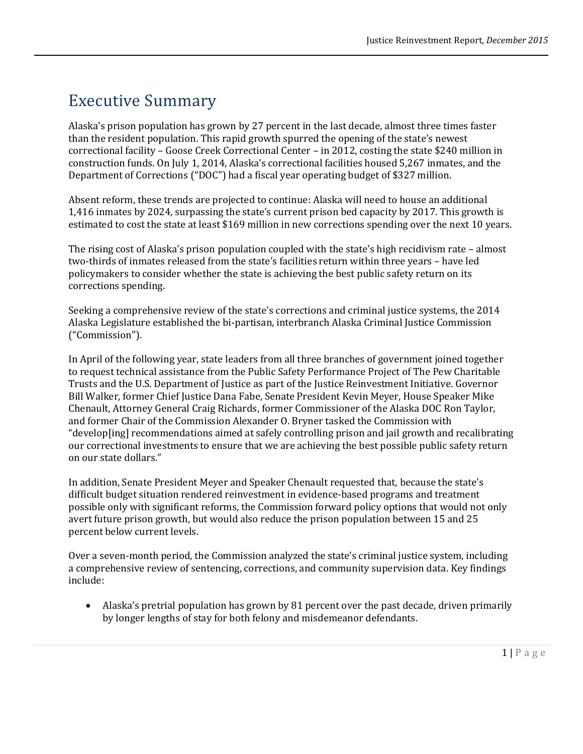# Executive Summary

Alaska's prison population has grown by 27 percent in the last decade, almost three times faster than the resident population. This rapid growth spurred the opening of the state's newest correctional facility – Goose Creek Correctional Center – in 2012, costing the state $240 million in construction funds. On July 1, 2014, Alaska's correctional facilities housed 5,267 inmates, and the Department of Corrections ("DOC") had a fiscal year operating budget of $327 million.

Absent reform, these trends are projected to continue: Alaska will need to house an additional 1,416 inmates by 2024, surpassing the state's current prison bed capacity by 2017. This growth is estimated to cost the state at least $169 million in new corrections spending over the next 10 years.

The rising cost of Alaska's prison population coupled with the state's high recidivism rate – almost two-thirds of inmates released from the state's facilities return within three years – have led policymakers to consider whether the state is achieving the best public safety return on its corrections spending.

Seeking a comprehensive review of the state's corrections and criminal justice systems, the 2014 Alaska Legislature established the bi-partisan, interbranch Alaska Criminal Justice Commission ("Commission").

In April of the following year, state leaders from all three branches of government joined together to request technical assistance from the Public Safety Performance Project of The Pew Charitable Trusts and the U.S. Department of Justice as part of the Justice Reinvestment Initiative. Governor Bill Walker, former Chief Justice Dana Fabe, Senate President Kevin Meyer, House Speaker Mike Chenault, Attorney General Craig Richards, former Commissioner of the Alaska DOC Ron Taylor, and former Chair of the Commission Alexander O. Bryner tasked the Commission with "develop[ing] recommendations aimed at safely controlling prison and jail growth and recalibrating our correctional investments to ensure that we are achieving the best possible public safety return on our state dollars."

In addition, Senate President Meyer and Speaker Chenault requested that, because the state's difficult budget situation rendered reinvestment in evidence-based programs and treatment possible only with significant reforms, the Commission forward policy options that would not only avert future prison growth, but would also reduce the prison population between 15 and 25 percent below current levels.

Over a seven-month period, the Commission analyzed the state's criminal justice system, including a comprehensive review of sentencing, corrections, and community supervision data. Key findings include:

- Alaska's pretrial population has grown by 81 percent over the past decade, driven primarily by longer lengths of stay for both felony and misdemeanor defendants.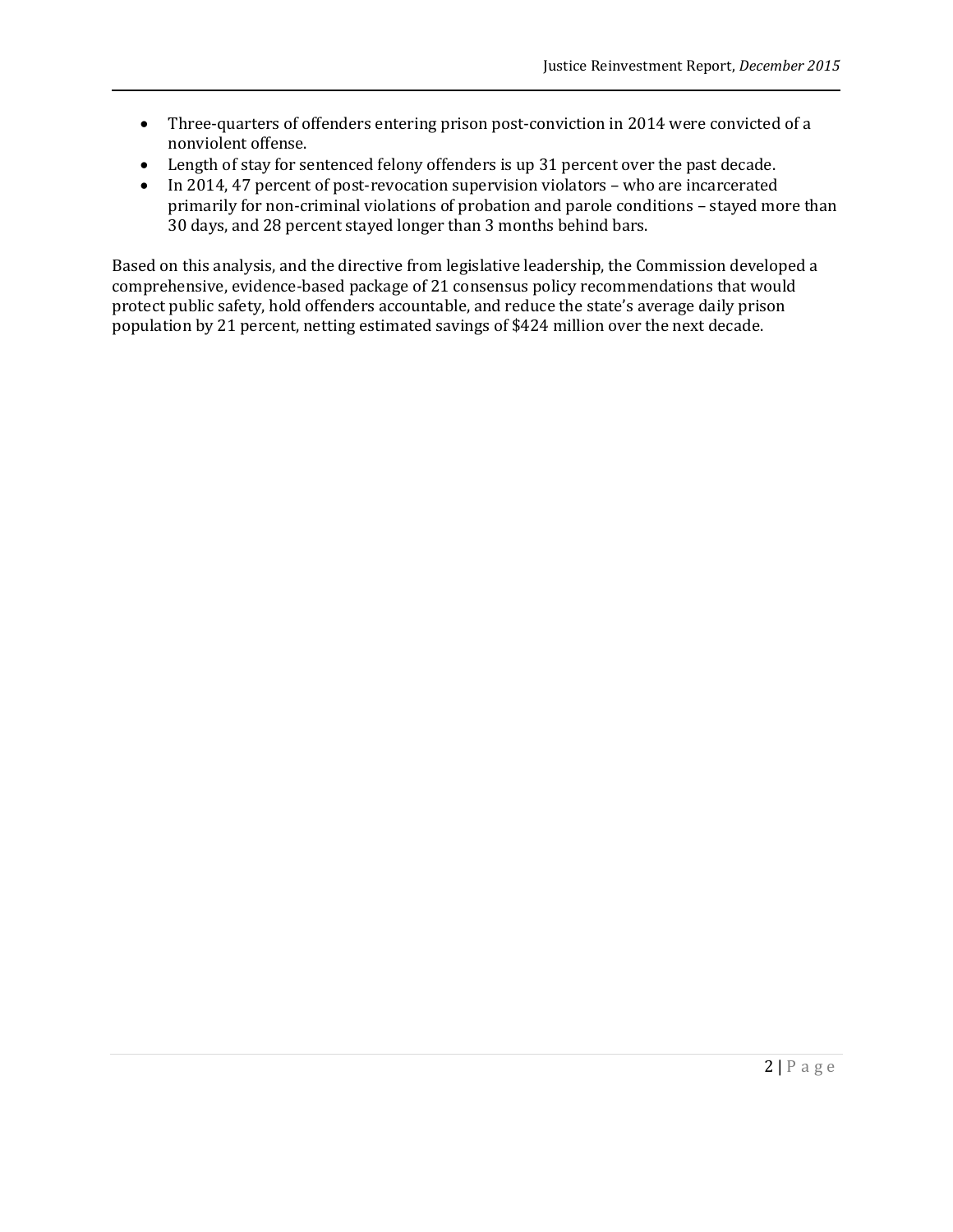- Three-quarters of offenders entering prison post-conviction in 2014 were convicted of a nonviolent offense.
- Length of stay for sentenced felony offenders is up 31 percent over the past decade.
- In 2014, 47 percent of post-revocation supervision violators – who are incarcerated primarily for non-criminal violations of probation and parole conditions – stayed more than 30 days, and 28 percent stayed longer than 3 months behind bars.

Based on this analysis, and the directive from legislative leadership, the Commission developed a comprehensive, evidence-based package of 21 consensus policy recommendations that would protect public safety, hold offenders accountable, and reduce the state's average daily prison population by 21 percent, netting estimated savings of $424 million over the next decade.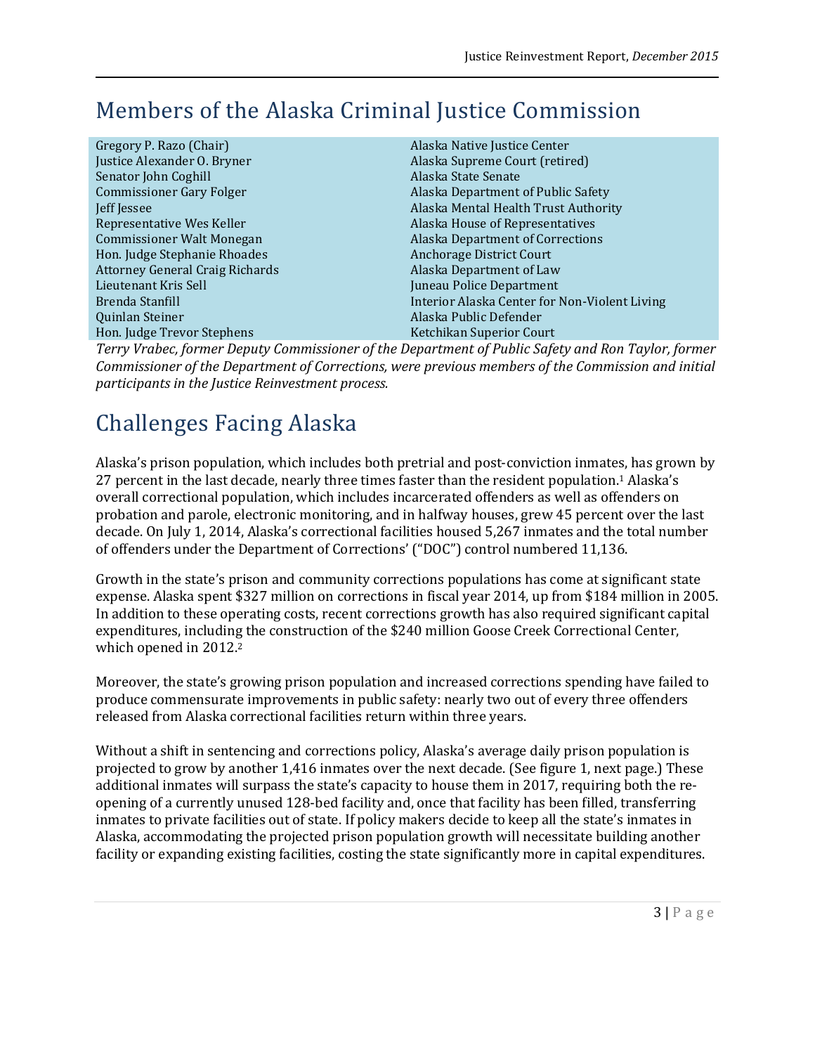# Members of the Alaska Criminal Justice Commission

| | |
|---|---|
| Gregory P. Razo (Chair) | Alaska Native Justice Center |
| Justice Alexander O. Bryner | Alaska Supreme Court (retired) |
| Senator John Coghill | Alaska State Senate |
| Commissioner Gary Folger | Alaska Department of Public Safety |
| Jeff Jessee | Alaska Mental Health Trust Authority |
| Representative Wes Keller | Alaska House of Representatives |
| Commissioner Walt Monegan | Alaska Department of Corrections |
| Hon. Judge Stephanie Rhoades | Anchorage District Court |
| Attorney General Craig Richards | Alaska Department of Law |
| Lieutenant Kris Sell | Juneau Police Department |
| Brenda Stanfill | Interior Alaska Center for Non-Violent Living |
| Quinlan Steiner | Alaska Public Defender |
| Hon. Judge Trevor Stephens | Ketchikan Superior Court |

*Terry Vrabec, former Deputy Commissioner of the Department of Public Safety and Ron Taylor, former Commissioner of the Department of Corrections, were previous members of the Commission and initial participants in the Justice Reinvestment process.*

# Challenges Facing Alaska

Alaska's prison population, which includes both pretrial and post-conviction inmates, has grown by 27 percent in the last decade, nearly three times faster than the resident population.[1] Alaska's overall correctional population, which includes incarcerated offenders as well as offenders on probation and parole, electronic monitoring, and in halfway houses, grew 45 percent over the last decade. On July 1, 2014, Alaska's correctional facilities housed 5,267 inmates and the total number of offenders under the Department of Corrections' ("DOC") control numbered 11,136.

Growth in the state's prison and community corrections populations has come at significant state expense. Alaska spent $327 million on corrections in fiscal year 2014, up from $184 million in 2005. In addition to these operating costs, recent corrections growth has also required significant capital expenditures, including the construction of the $240 million Goose Creek Correctional Center, which opened in 2012.[2]

Moreover, the state's growing prison population and increased corrections spending have failed to produce commensurate improvements in public safety: nearly two out of every three offenders released from Alaska correctional facilities return within three years.

Without a shift in sentencing and corrections policy, Alaska's average daily prison population is projected to grow by another 1,416 inmates over the next decade. (See figure 1, next page.) These additional inmates will surpass the state's capacity to house them in 2017, requiring both the re-opening of a currently unused 128-bed facility and, once that facility has been filled, transferring inmates to private facilities out of state. If policy makers decide to keep all the state's inmates in Alaska, accommodating the projected prison population growth will necessitate building another facility or expanding existing facilities, costing the state significantly more in capital expenditures.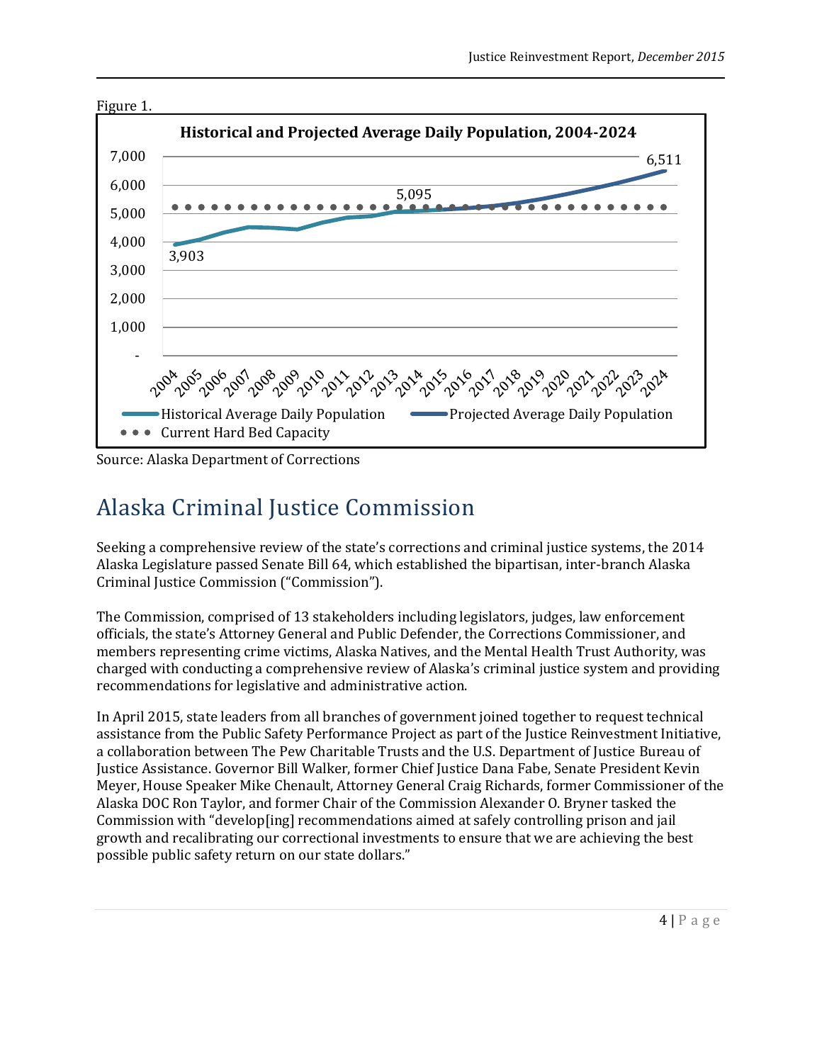Figure 1.

**Historical and Projected Average Daily Population, 2004-2024**

Source: Alaska Department of Corrections

# Alaska Criminal Justice Commission

Seeking a comprehensive review of the state's corrections and criminal justice systems, the 2014 Alaska Legislature passed Senate Bill 64, which established the bipartisan, inter-branch Alaska Criminal Justice Commission ("Commission").

The Commission, comprised of 13 stakeholders including legislators, judges, law enforcement officials, the state's Attorney General and Public Defender, the Corrections Commissioner, and members representing crime victims, Alaska Natives, and the Mental Health Trust Authority, was charged with conducting a comprehensive review of Alaska's criminal justice system and providing recommendations for legislative and administrative action.

In April 2015, state leaders from all branches of government joined together to request technical assistance from the Public Safety Performance Project as part of the Justice Reinvestment Initiative, a collaboration between The Pew Charitable Trusts and the U.S. Department of Justice Bureau of Justice Assistance. Governor Bill Walker, former Chief Justice Dana Fabe, Senate President Kevin Meyer, House Speaker Mike Chenault, Attorney General Craig Richards, former Commissioner of the Alaska DOC Ron Taylor, and former Chair of the Commission Alexander O. Bryner tasked the Commission with "develop[ing] recommendations aimed at safely controlling prison and jail growth and recalibrating our correctional investments to ensure that we are achieving the best possible public safety return on our state dollars."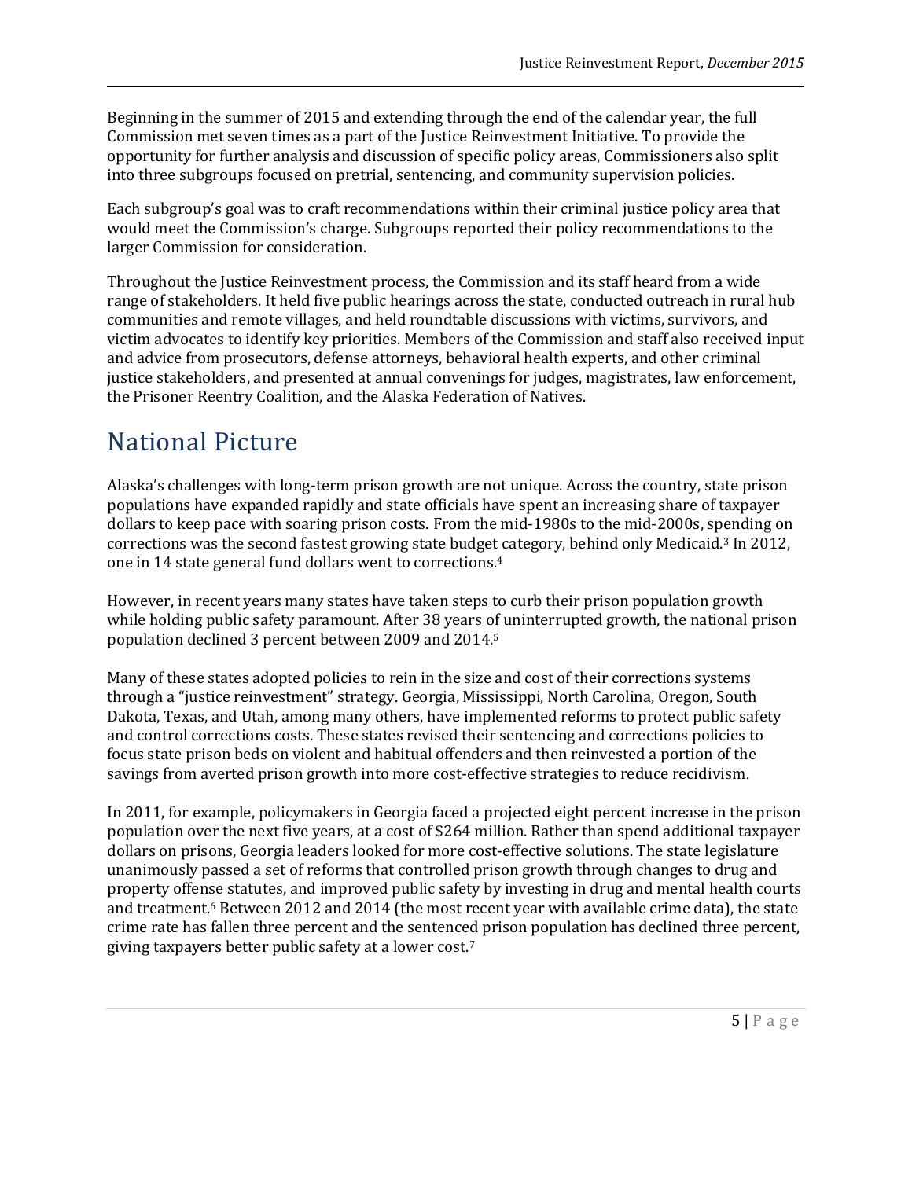Beginning in the summer of 2015 and extending through the end of the calendar year, the full Commission met seven times as a part of the Justice Reinvestment Initiative. To provide the opportunity for further analysis and discussion of specific policy areas, Commissioners also split into three subgroups focused on pretrial, sentencing, and community supervision policies.

Each subgroup's goal was to craft recommendations within their criminal justice policy area that would meet the Commission's charge. Subgroups reported their policy recommendations to the larger Commission for consideration.

Throughout the Justice Reinvestment process, the Commission and its staff heard from a wide range of stakeholders. It held five public hearings across the state, conducted outreach in rural hub communities and remote villages, and held roundtable discussions with victims, survivors, and victim advocates to identify key priorities. Members of the Commission and staff also received input and advice from prosecutors, defense attorneys, behavioral health experts, and other criminal justice stakeholders, and presented at annual convenings for judges, magistrates, law enforcement, the Prisoner Reentry Coalition, and the Alaska Federation of Natives.

# National Picture

Alaska's challenges with long-term prison growth are not unique. Across the country, state prison populations have expanded rapidly and state officials have spent an increasing share of taxpayer dollars to keep pace with soaring prison costs. From the mid-1980s to the mid-2000s, spending on corrections was the second fastest growing state budget category, behind only Medicaid.[3] In 2012, one in 14 state general fund dollars went to corrections.[4]

However, in recent years many states have taken steps to curb their prison population growth while holding public safety paramount. After 38 years of uninterrupted growth, the national prison population declined 3 percent between 2009 and 2014.[5]

Many of these states adopted policies to rein in the size and cost of their corrections systems through a "justice reinvestment" strategy. Georgia, Mississippi, North Carolina, Oregon, South Dakota, Texas, and Utah, among many others, have implemented reforms to protect public safety and control corrections costs. These states revised their sentencing and corrections policies to focus state prison beds on violent and habitual offenders and then reinvested a portion of the savings from averted prison growth into more cost-effective strategies to reduce recidivism.

In 2011, for example, policymakers in Georgia faced a projected eight percent increase in the prison population over the next five years, at a cost of $264 million. Rather than spend additional taxpayer dollars on prisons, Georgia leaders looked for more cost-effective solutions. The state legislature unanimously passed a set of reforms that controlled prison growth through changes to drug and property offense statutes, and improved public safety by investing in drug and mental health courts and treatment.[6] Between 2012 and 2014 (the most recent year with available crime data), the state crime rate has fallen three percent and the sentenced prison population has declined three percent, giving taxpayers better public safety at a lower cost.[7]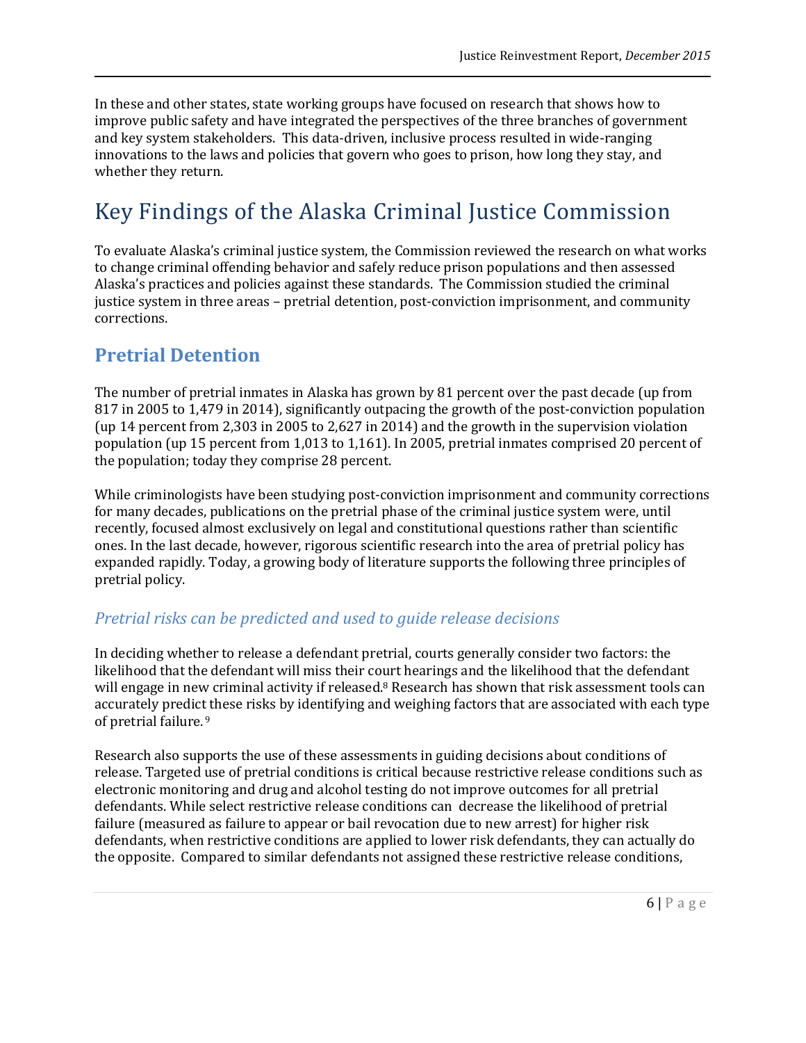In these and other states, state working groups have focused on research that shows how to improve public safety and have integrated the perspectives of the three branches of government and key system stakeholders. This data-driven, inclusive process resulted in wide-ranging innovations to the laws and policies that govern who goes to prison, how long they stay, and whether they return.

# Key Findings of the Alaska Criminal Justice Commission

To evaluate Alaska's criminal justice system, the Commission reviewed the research on what works to change criminal offending behavior and safely reduce prison populations and then assessed Alaska's practices and policies against these standards. The Commission studied the criminal justice system in three areas – pretrial detention, post-conviction imprisonment, and community corrections.

## Pretrial Detention

The number of pretrial inmates in Alaska has grown by 81 percent over the past decade (up from 817 in 2005 to 1,479 in 2014), significantly outpacing the growth of the post-conviction population (up 14 percent from 2,303 in 2005 to 2,627 in 2014) and the growth in the supervision violation population (up 15 percent from 1,013 to 1,161). In 2005, pretrial inmates comprised 20 percent of the population; today they comprise 28 percent.

While criminologists have been studying post-conviction imprisonment and community corrections for many decades, publications on the pretrial phase of the criminal justice system were, until recently, focused almost exclusively on legal and constitutional questions rather than scientific ones. In the last decade, however, rigorous scientific research into the area of pretrial policy has expanded rapidly. Today, a growing body of literature supports the following three principles of pretrial policy.

### *Pretrial risks can be predicted and used to guide release decisions*

In deciding whether to release a defendant pretrial, courts generally consider two factors: the likelihood that the defendant will miss their court hearings and the likelihood that the defendant will engage in new criminal activity if released.[8] Research has shown that risk assessment tools can accurately predict these risks by identifying and weighing factors that are associated with each type of pretrial failure.[9]

Research also supports the use of these assessments in guiding decisions about conditions of release. Targeted use of pretrial conditions is critical because restrictive release conditions such as electronic monitoring and drug and alcohol testing do not improve outcomes for all pretrial defendants. While select restrictive release conditions can decrease the likelihood of pretrial failure (measured as failure to appear or bail revocation due to new arrest) for higher risk defendants, when restrictive conditions are applied to lower risk defendants, they can actually do the opposite. Compared to similar defendants not assigned these restrictive release conditions,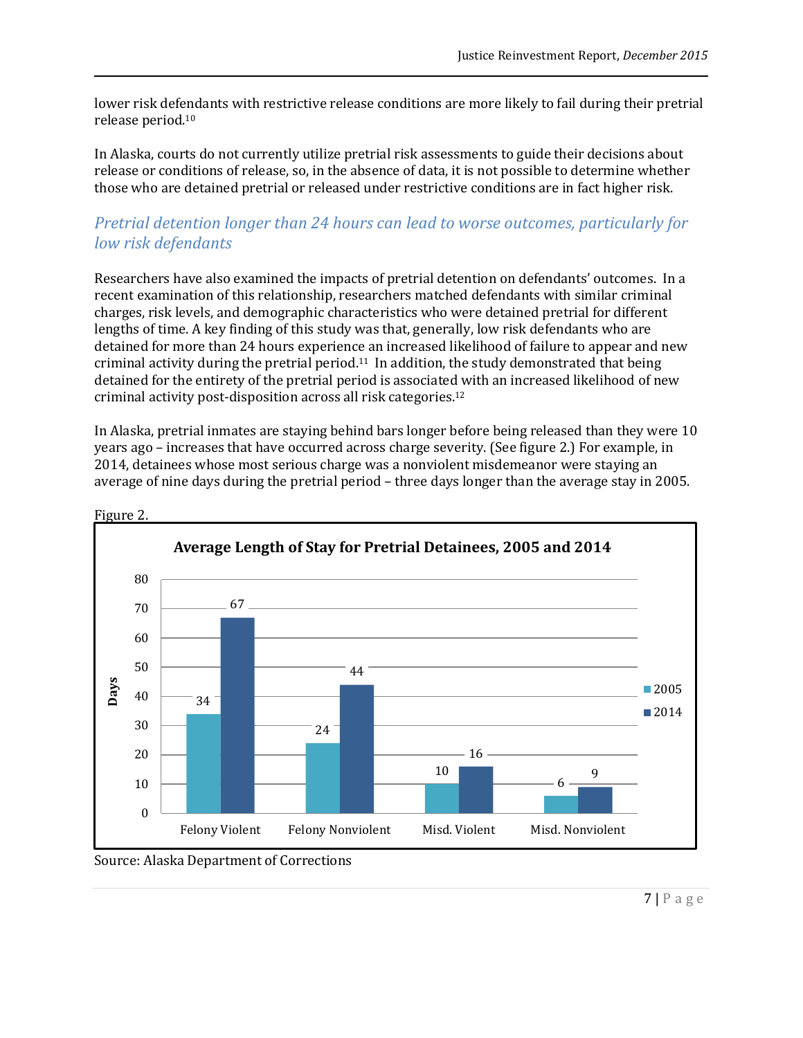lower risk defendants with restrictive release conditions are more likely to fail during their pretrial release period.[10]

In Alaska, courts do not currently utilize pretrial risk assessments to guide their decisions about release or conditions of release, so, in the absence of data, it is not possible to determine whether those who are detained pretrial or released under restrictive conditions are in fact higher risk.

### *Pretrial detention longer than 24 hours can lead to worse outcomes, particularly for low risk defendants*

Researchers have also examined the impacts of pretrial detention on defendants' outcomes. In a recent examination of this relationship, researchers matched defendants with similar criminal charges, risk levels, and demographic characteristics who were detained pretrial for different lengths of time. A key finding of this study was that, generally, low risk defendants who are detained for more than 24 hours experience an increased likelihood of failure to appear and new criminal activity during the pretrial period.[11] In addition, the study demonstrated that being detained for the entirety of the pretrial period is associated with an increased likelihood of new criminal activity post-disposition across all risk categories.[12]

In Alaska, pretrial inmates are staying behind bars longer before being released than they were 10 years ago – increases that have occurred across charge severity. (See figure 2.) For example, in 2014, detainees whose most serious charge was a nonviolent misdemeanor were staying an average of nine days during the pretrial period – three days longer than the average stay in 2005.

Figure 2.

**Average Length of Stay for Pretrial Detainees, 2005 and 2014**

| Days | Felony Violent | Felony Nonviolent | Misd. Violent | Misd. Nonviolent |
|---|---|---|---|---|
| 2005 | 34 | 24 | 10 | 6 |
| 2014 | 67 | 44 | 16 | 9 |

Source: Alaska Department of Corrections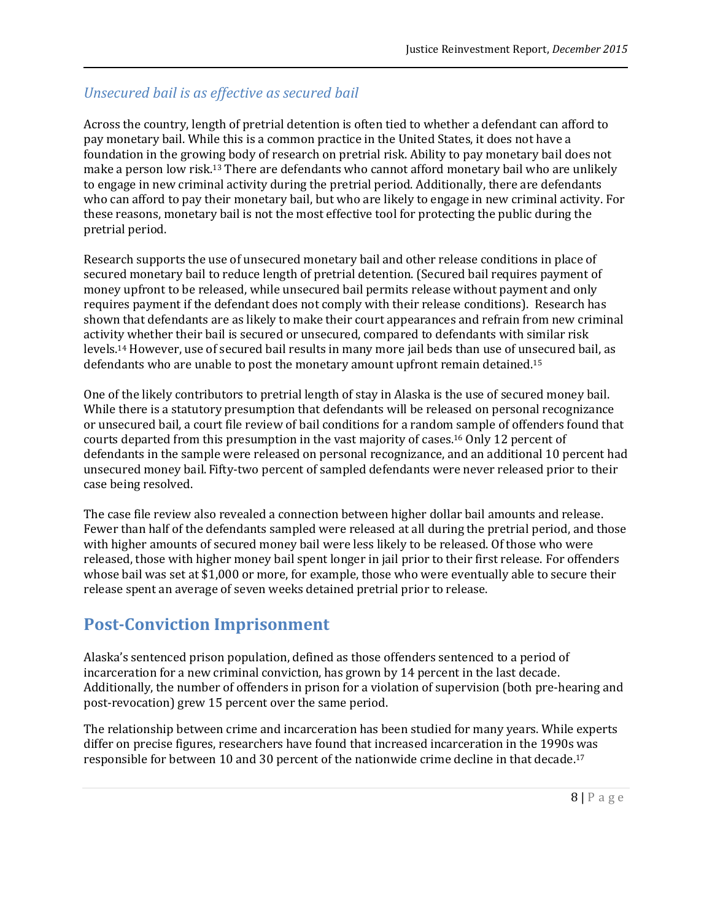### *Unsecured bail is as effective as secured bail*

Across the country, length of pretrial detention is often tied to whether a defendant can afford to pay monetary bail. While this is a common practice in the United States, it does not have a foundation in the growing body of research on pretrial risk. Ability to pay monetary bail does not make a person low risk.[13] There are defendants who cannot afford monetary bail who are unlikely to engage in new criminal activity during the pretrial period. Additionally, there are defendants who can afford to pay their monetary bail, but who are likely to engage in new criminal activity. For these reasons, monetary bail is not the most effective tool for protecting the public during the pretrial period.

Research supports the use of unsecured monetary bail and other release conditions in place of secured monetary bail to reduce length of pretrial detention. (Secured bail requires payment of money upfront to be released, while unsecured bail permits release without payment and only requires payment if the defendant does not comply with their release conditions). Research has shown that defendants are as likely to make their court appearances and refrain from new criminal activity whether their bail is secured or unsecured, compared to defendants with similar risk levels.[14] However, use of secured bail results in many more jail beds than use of unsecured bail, as defendants who are unable to post the monetary amount upfront remain detained.[15]

One of the likely contributors to pretrial length of stay in Alaska is the use of secured money bail. While there is a statutory presumption that defendants will be released on personal recognizance or unsecured bail, a court file review of bail conditions for a random sample of offenders found that courts departed from this presumption in the vast majority of cases.[16] Only 12 percent of defendants in the sample were released on personal recognizance, and an additional 10 percent had unsecured money bail. Fifty-two percent of sampled defendants were never released prior to their case being resolved.

The case file review also revealed a connection between higher dollar bail amounts and release. Fewer than half of the defendants sampled were released at all during the pretrial period, and those with higher amounts of secured money bail were less likely to be released. Of those who were released, those with higher money bail spent longer in jail prior to their first release. For offenders whose bail was set at $1,000 or more, for example, those who were eventually able to secure their release spent an average of seven weeks detained pretrial prior to release.

## Post-Conviction Imprisonment

Alaska's sentenced prison population, defined as those offenders sentenced to a period of incarceration for a new criminal conviction, has grown by 14 percent in the last decade. Additionally, the number of offenders in prison for a violation of supervision (both pre-hearing and post-revocation) grew 15 percent over the same period.

The relationship between crime and incarceration has been studied for many years. While experts differ on precise figures, researchers have found that increased incarceration in the 1990s was responsible for between 10 and 30 percent of the nationwide crime decline in that decade.[17]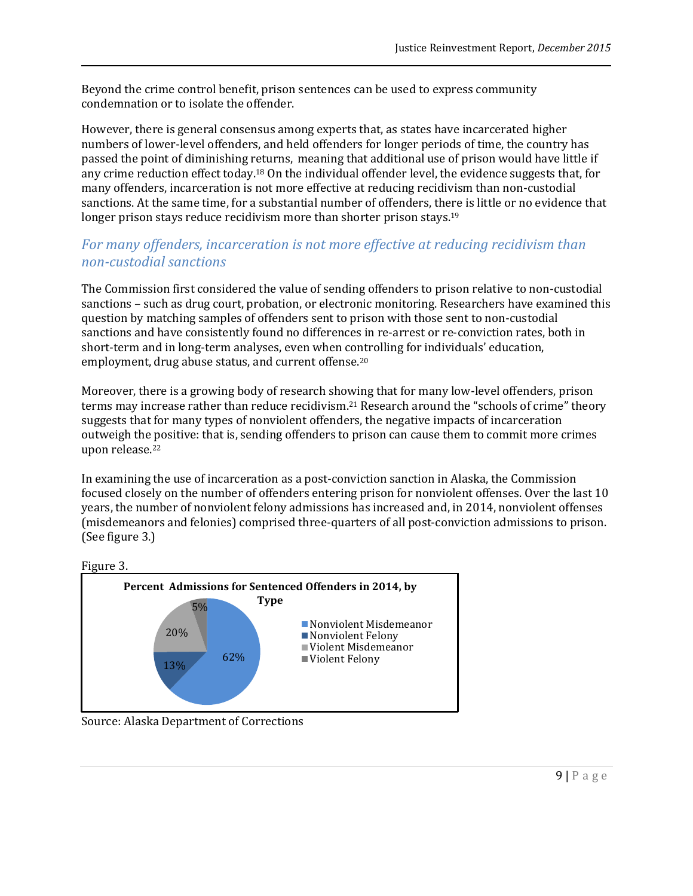Beyond the crime control benefit, prison sentences can be used to express community condemnation or to isolate the offender.

However, there is general consensus among experts that, as states have incarcerated higher numbers of lower-level offenders, and held offenders for longer periods of time, the country has passed the point of diminishing returns, meaning that additional use of prison would have little if any crime reduction effect today.[18] On the individual offender level, the evidence suggests that, for many offenders, incarceration is not more effective at reducing recidivism than non-custodial sanctions. At the same time, for a substantial number of offenders, there is little or no evidence that longer prison stays reduce recidivism more than shorter prison stays.[19]

## *For many offenders, incarceration is not more effective at reducing recidivism than non-custodial sanctions*

The Commission first considered the value of sending offenders to prison relative to non-custodial sanctions – such as drug court, probation, or electronic monitoring. Researchers have examined this question by matching samples of offenders sent to prison with those sent to non-custodial sanctions and have consistently found no differences in re-arrest or re-conviction rates, both in short-term and in long-term analyses, even when controlling for individuals' education, employment, drug abuse status, and current offense.[20]

Moreover, there is a growing body of research showing that for many low-level offenders, prison terms may increase rather than reduce recidivism.[21] Research around the "schools of crime" theory suggests that for many types of nonviolent offenders, the negative impacts of incarceration outweigh the positive: that is, sending offenders to prison can cause them to commit more crimes upon release.[22]

In examining the use of incarceration as a post-conviction sanction in Alaska, the Commission focused closely on the number of offenders entering prison for nonviolent offenses. Over the last 10 years, the number of nonviolent felony admissions has increased and, in 2014, nonviolent offenses (misdemeanors and felonies) comprised three-quarters of all post-conviction admissions to prison. (See figure 3.)

Figure 3.

**Percent Admissions for Sentenced Offenders in 2014, by Type**

| Type | Percent |
|---|---|
| Nonviolent Misdemeanor | 62% |
| Nonviolent Felony | 13% |
| Violent Misdemeanor | 20% |
| Violent Felony | 5% |

Source: Alaska Department of Corrections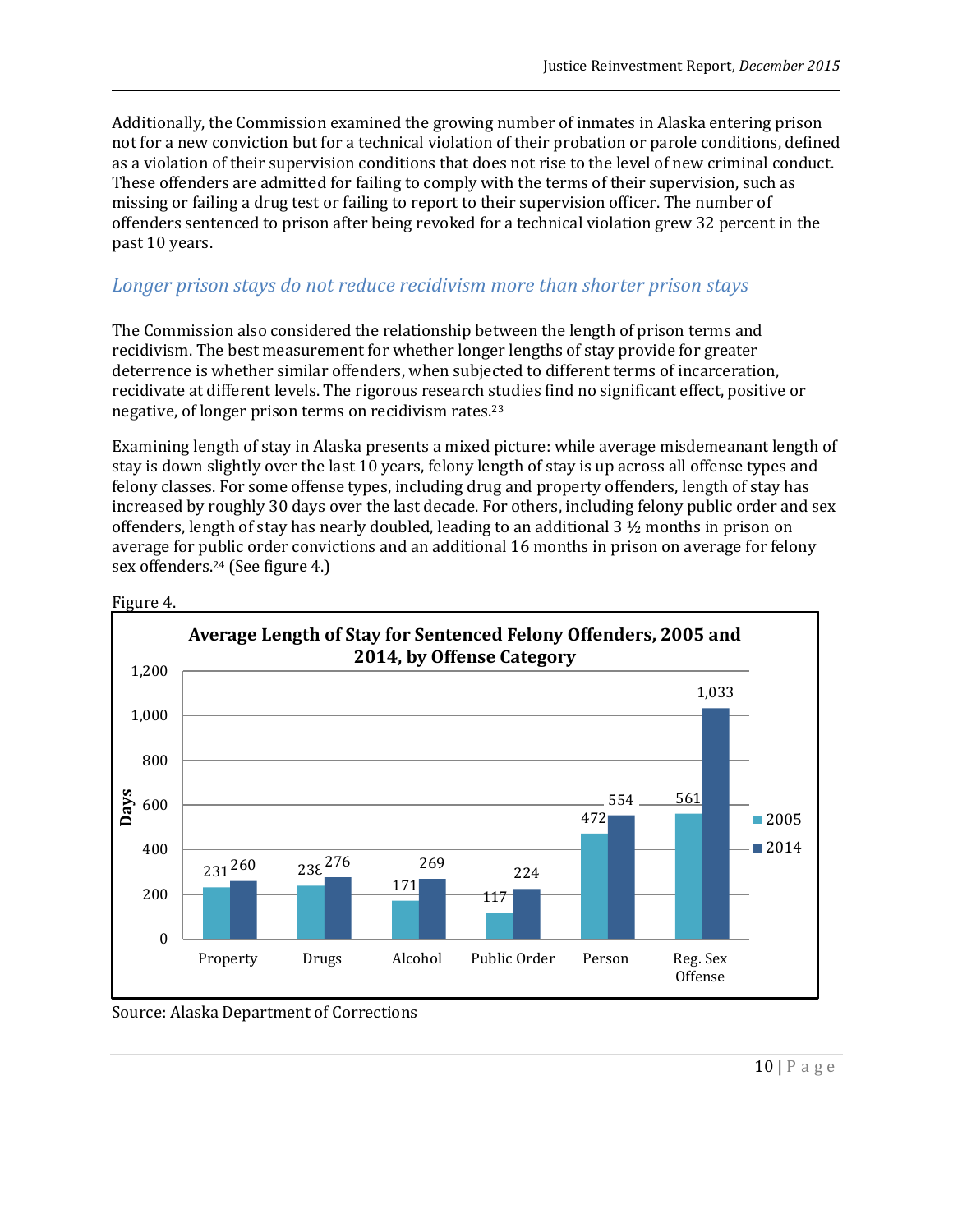Additionally, the Commission examined the growing number of inmates in Alaska entering prison not for a new conviction but for a technical violation of their probation or parole conditions, defined as a violation of their supervision conditions that does not rise to the level of new criminal conduct. These offenders are admitted for failing to comply with the terms of their supervision, such as missing or failing a drug test or failing to report to their supervision officer. The number of offenders sentenced to prison after being revoked for a technical violation grew 32 percent in the past 10 years.

## *Longer prison stays do not reduce recidivism more than shorter prison stays*

The Commission also considered the relationship between the length of prison terms and recidivism. The best measurement for whether longer lengths of stay provide for greater deterrence is whether similar offenders, when subjected to different terms of incarceration, recidivate at different levels. The rigorous research studies find no significant effect, positive or negative, of longer prison terms on recidivism rates.[23]

Examining length of stay in Alaska presents a mixed picture: while average misdemeanant length of stay is down slightly over the last 10 years, felony length of stay is up across all offense types and felony classes. For some offense types, including drug and property offenders, length of stay has increased by roughly 30 days over the last decade. For others, including felony public order and sex offenders, length of stay has nearly doubled, leading to an additional 3 ½ months in prison on average for public order convictions and an additional 16 months in prison on average for felony sex offenders.[24] (See figure 4.)

Figure 4.

**Average Length of Stay for Sentenced Felony Offenders, 2005 and 2014, by Offense Category**

| Offense Category | 2005 (Days) | 2014 (Days) |
|---|---|---|
| Property | 231 | 260 |
| Drugs | 238 | 276 |
| Alcohol | 171 | 269 |
| Public Order | 117 | 224 |
| Person | 472 | 554 |
| Reg. Sex Offense | 561 | 1,033 |

Source: Alaska Department of Corrections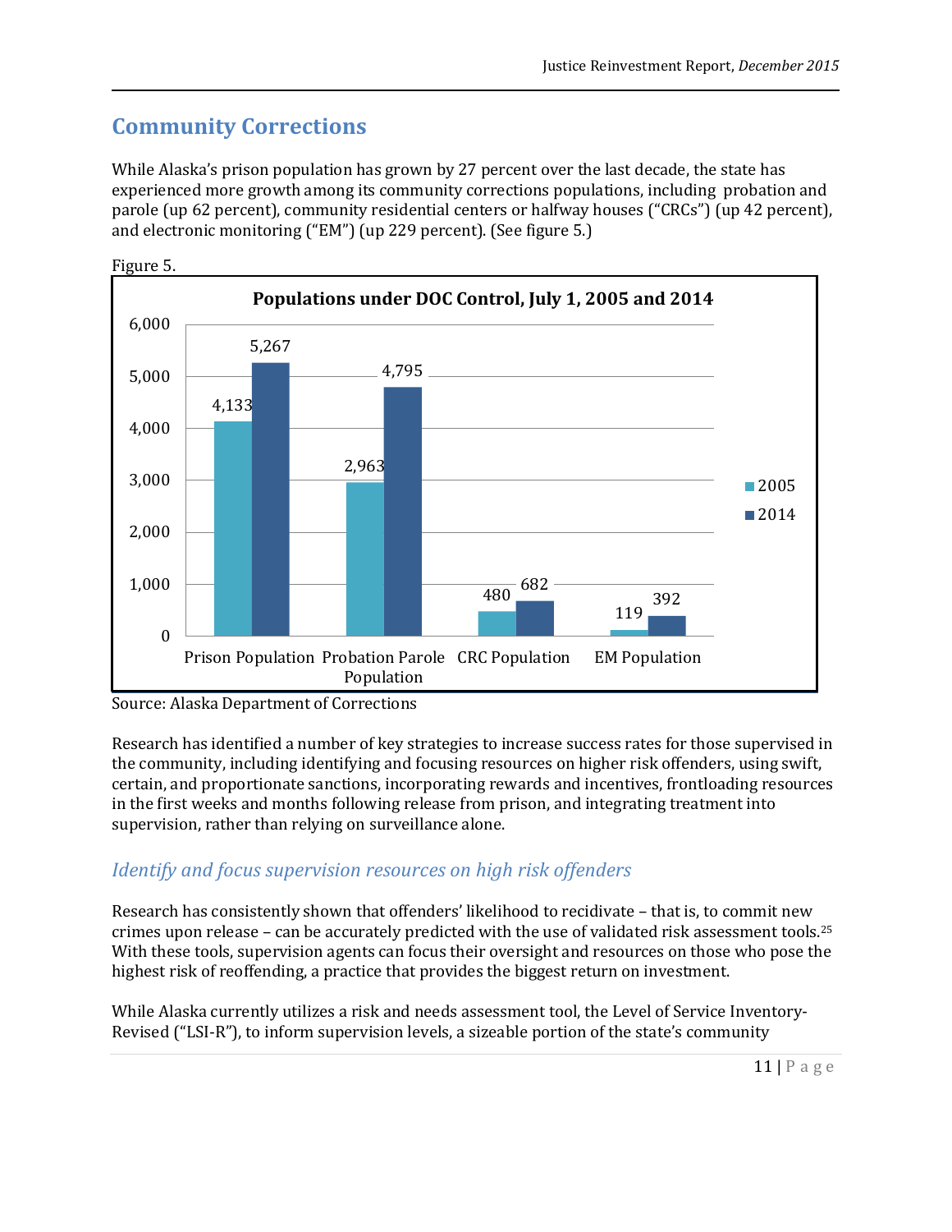## Community Corrections

While Alaska's prison population has grown by 27 percent over the last decade, the state has experienced more growth among its community corrections populations, including probation and parole (up 62 percent), community residential centers or halfway houses ("CRCs") (up 42 percent), and electronic monitoring ("EM") (up 229 percent). (See figure 5.)

Figure 5.

**Populations under DOC Control, July 1, 2005 and 2014**

| | 2005 | 2014 |
|---|---|---|
| Prison Population | 4,133 | 5,267 |
| Probation Parole Population | 2,963 | 4,795 |
| CRC Population | 480 | 682 |
| EM Population | 119 | 392 |

Source: Alaska Department of Corrections

Research has identified a number of key strategies to increase success rates for those supervised in the community, including identifying and focusing resources on higher risk offenders, using swift, certain, and proportionate sanctions, incorporating rewards and incentives, frontloading resources in the first weeks and months following release from prison, and integrating treatment into supervision, rather than relying on surveillance alone.

### *Identify and focus supervision resources on high risk offenders*

Research has consistently shown that offenders' likelihood to recidivate – that is, to commit new crimes upon release – can be accurately predicted with the use of validated risk assessment tools.[25] With these tools, supervision agents can focus their oversight and resources on those who pose the highest risk of reoffending, a practice that provides the biggest return on investment.

While Alaska currently utilizes a risk and needs assessment tool, the Level of Service Inventory-Revised ("LSI-R"), to inform supervision levels, a sizeable portion of the state's community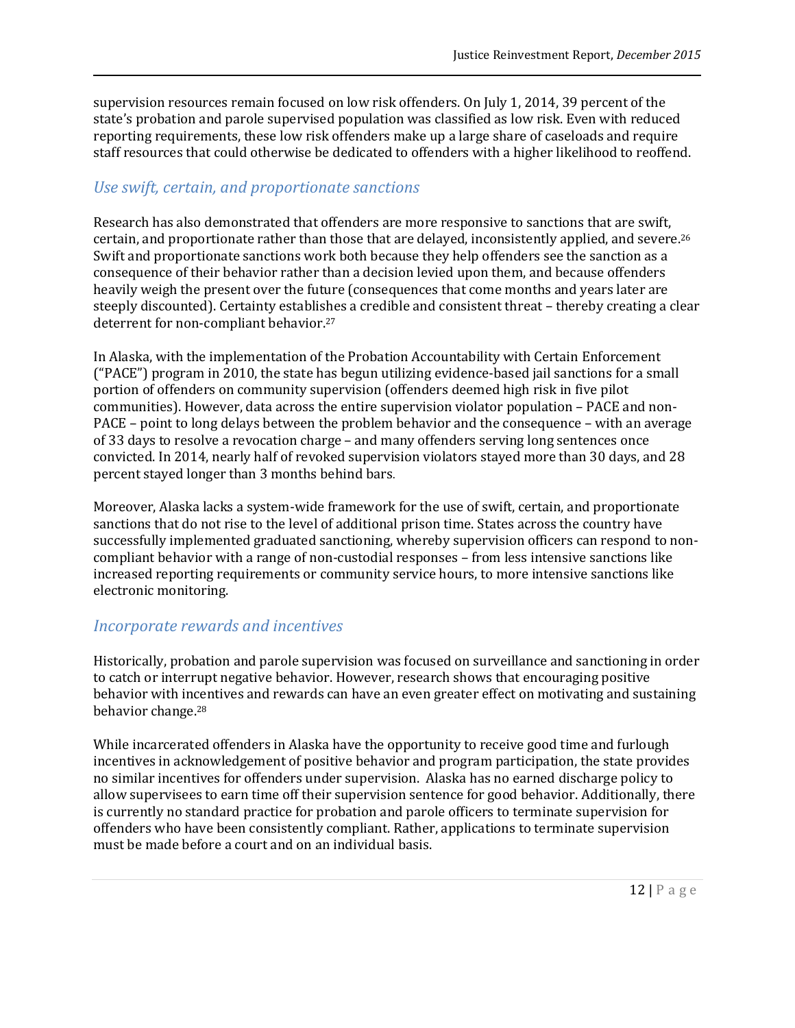supervision resources remain focused on low risk offenders. On July 1, 2014, 39 percent of the state's probation and parole supervised population was classified as low risk. Even with reduced reporting requirements, these low risk offenders make up a large share of caseloads and require staff resources that could otherwise be dedicated to offenders with a higher likelihood to reoffend.

### *Use swift, certain, and proportionate sanctions*

Research has also demonstrated that offenders are more responsive to sanctions that are swift, certain, and proportionate rather than those that are delayed, inconsistently applied, and severe.[26] Swift and proportionate sanctions work both because they help offenders see the sanction as a consequence of their behavior rather than a decision levied upon them, and because offenders heavily weigh the present over the future (consequences that come months and years later are steeply discounted). Certainty establishes a credible and consistent threat – thereby creating a clear deterrent for non-compliant behavior.[27]

In Alaska, with the implementation of the Probation Accountability with Certain Enforcement ("PACE") program in 2010, the state has begun utilizing evidence-based jail sanctions for a small portion of offenders on community supervision (offenders deemed high risk in five pilot communities). However, data across the entire supervision violator population – PACE and non-PACE – point to long delays between the problem behavior and the consequence – with an average of 33 days to resolve a revocation charge – and many offenders serving long sentences once convicted. In 2014, nearly half of revoked supervision violators stayed more than 30 days, and 28 percent stayed longer than 3 months behind bars.

Moreover, Alaska lacks a system-wide framework for the use of swift, certain, and proportionate sanctions that do not rise to the level of additional prison time. States across the country have successfully implemented graduated sanctioning, whereby supervision officers can respond to non-compliant behavior with a range of non-custodial responses – from less intensive sanctions like increased reporting requirements or community service hours, to more intensive sanctions like electronic monitoring.

### *Incorporate rewards and incentives*

Historically, probation and parole supervision was focused on surveillance and sanctioning in order to catch or interrupt negative behavior. However, research shows that encouraging positive behavior with incentives and rewards can have an even greater effect on motivating and sustaining behavior change.[28]

While incarcerated offenders in Alaska have the opportunity to receive good time and furlough incentives in acknowledgement of positive behavior and program participation, the state provides no similar incentives for offenders under supervision. Alaska has no earned discharge policy to allow supervisees to earn time off their supervision sentence for good behavior. Additionally, there is currently no standard practice for probation and parole officers to terminate supervision for offenders who have been consistently compliant. Rather, applications to terminate supervision must be made before a court and on an individual basis.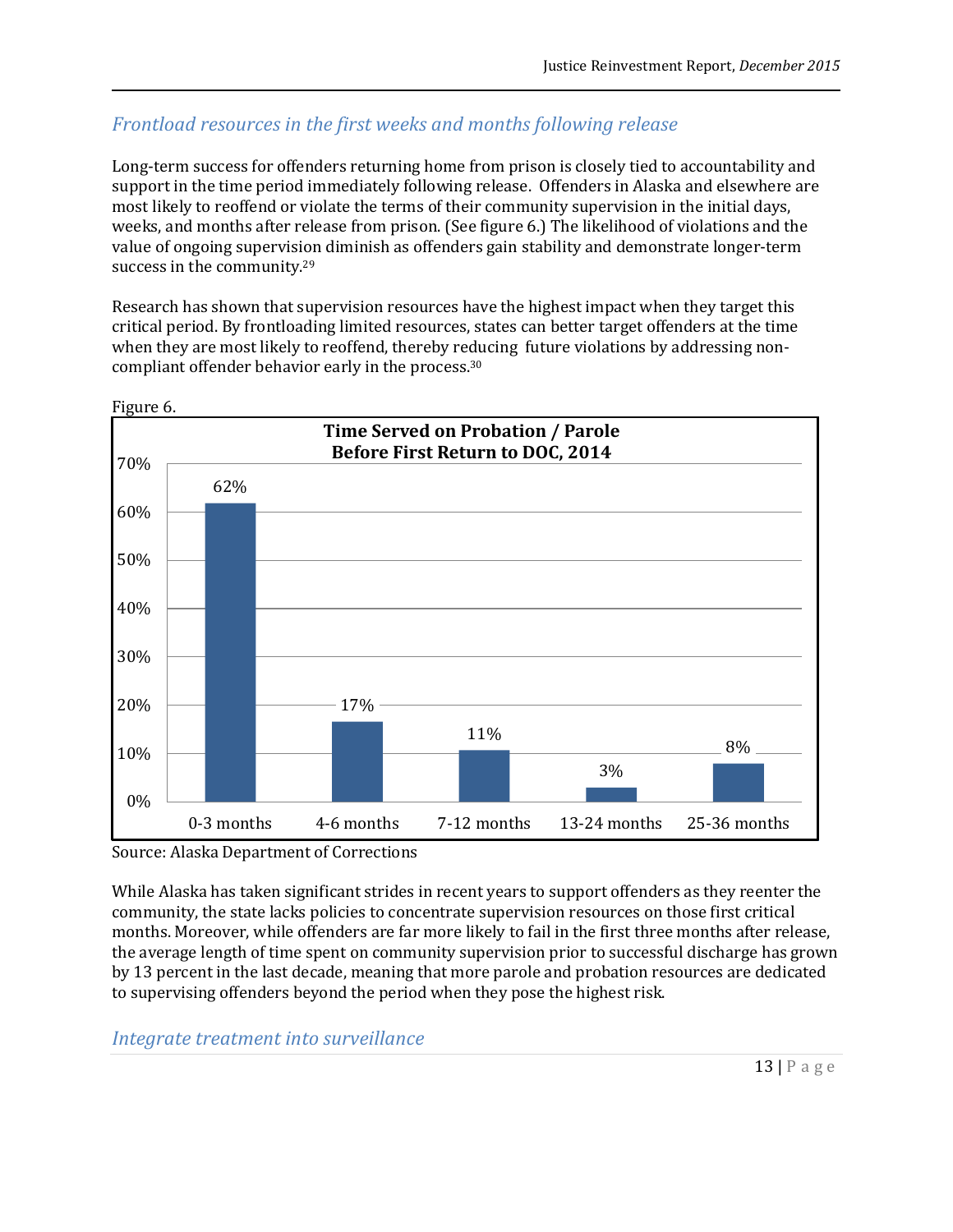## *Frontload resources in the first weeks and months following release*

Long-term success for offenders returning home from prison is closely tied to accountability and support in the time period immediately following release. Offenders in Alaska and elsewhere are most likely to reoffend or violate the terms of their community supervision in the initial days, weeks, and months after release from prison. (See figure 6.) The likelihood of violations and the value of ongoing supervision diminish as offenders gain stability and demonstrate longer-term success in the community.[29]

Research has shown that supervision resources have the highest impact when they target this critical period. By frontloading limited resources, states can better target offenders at the time when they are most likely to reoffend, thereby reducing future violations by addressing non-compliant offender behavior early in the process.[30]

Figure 6.

**Time Served on Probation / Parole Before First Return to DOC, 2014**

| Time Served | Percent |
|---|---|
| 0-3 months | 62% |
| 4-6 months | 17% |
| 7-12 months | 11% |
| 13-24 months | 3% |
| 25-36 months | 8% |

Source: Alaska Department of Corrections

While Alaska has taken significant strides in recent years to support offenders as they reenter the community, the state lacks policies to concentrate supervision resources on those first critical months. Moreover, while offenders are far more likely to fail in the first three months after release, the average length of time spent on community supervision prior to successful discharge has grown by 13 percent in the last decade, meaning that more parole and probation resources are dedicated to supervising offenders beyond the period when they pose the highest risk.

## *Integrate treatment into surveillance*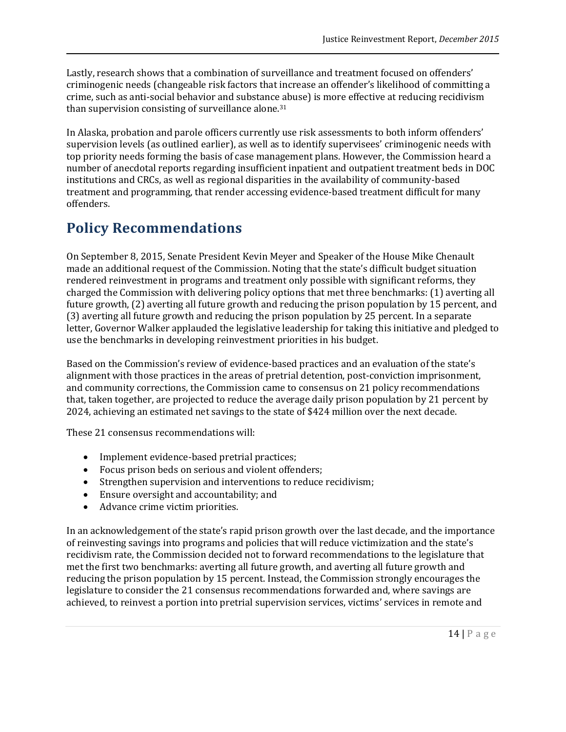Lastly, research shows that a combination of surveillance and treatment focused on offenders' criminogenic needs (changeable risk factors that increase an offender's likelihood of committing a crime, such as anti-social behavior and substance abuse) is more effective at reducing recidivism than supervision consisting of surveillance alone.[31]

In Alaska, probation and parole officers currently use risk assessments to both inform offenders' supervision levels (as outlined earlier), as well as to identify supervisees' criminogenic needs with top priority needs forming the basis of case management plans. However, the Commission heard a number of anecdotal reports regarding insufficient inpatient and outpatient treatment beds in DOC institutions and CRCs, as well as regional disparities in the availability of community-based treatment and programming, that render accessing evidence-based treatment difficult for many offenders.

# Policy Recommendations

On September 8, 2015, Senate President Kevin Meyer and Speaker of the House Mike Chenault made an additional request of the Commission. Noting that the state's difficult budget situation rendered reinvestment in programs and treatment only possible with significant reforms, they charged the Commission with delivering policy options that met three benchmarks: (1) averting all future growth, (2) averting all future growth and reducing the prison population by 15 percent, and (3) averting all future growth and reducing the prison population by 25 percent. In a separate letter, Governor Walker applauded the legislative leadership for taking this initiative and pledged to use the benchmarks in developing reinvestment priorities in his budget.

Based on the Commission's review of evidence-based practices and an evaluation of the state's alignment with those practices in the areas of pretrial detention, post-conviction imprisonment, and community corrections, the Commission came to consensus on 21 policy recommendations that, taken together, are projected to reduce the average daily prison population by 21 percent by 2024, achieving an estimated net savings to the state of $424 million over the next decade.

These 21 consensus recommendations will:

- Implement evidence-based pretrial practices;
- Focus prison beds on serious and violent offenders;
- Strengthen supervision and interventions to reduce recidivism;
- Ensure oversight and accountability; and
- Advance crime victim priorities.

In an acknowledgement of the state's rapid prison growth over the last decade, and the importance of reinvesting savings into programs and policies that will reduce victimization and the state's recidivism rate, the Commission decided not to forward recommendations to the legislature that met the first two benchmarks: averting all future growth, and averting all future growth and reducing the prison population by 15 percent. Instead, the Commission strongly encourages the legislature to consider the 21 consensus recommendations forwarded and, where savings are achieved, to reinvest a portion into pretrial supervision services, victims' services in remote and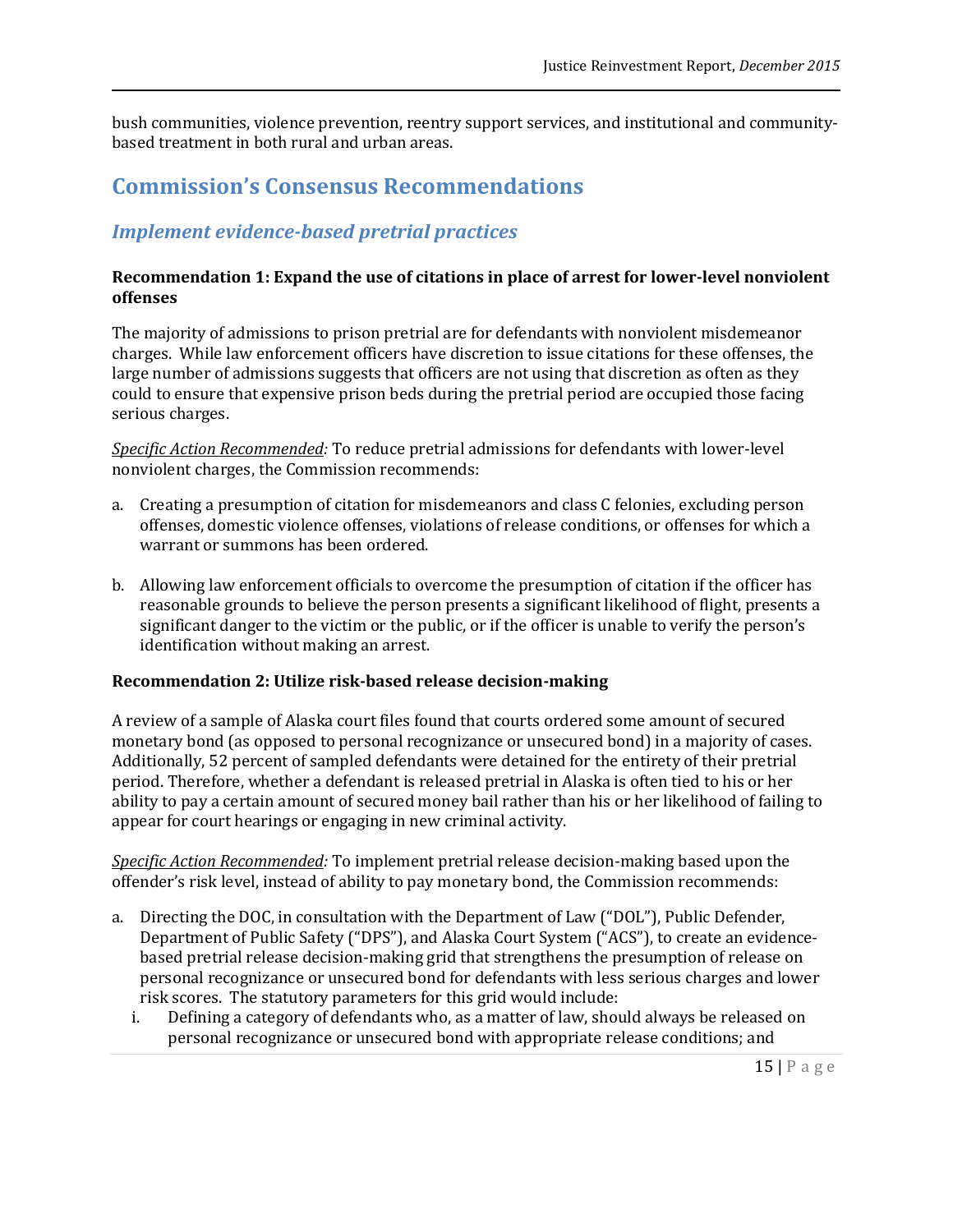bush communities, violence prevention, reentry support services, and institutional and community-based treatment in both rural and urban areas.

## Commission's Consensus Recommendations

### *Implement evidence-based pretrial practices*

**Recommendation 1: Expand the use of citations in place of arrest for lower-level nonviolent offenses**

The majority of admissions to prison pretrial are for defendants with nonviolent misdemeanor charges. While law enforcement officers have discretion to issue citations for these offenses, the large number of admissions suggests that officers are not using that discretion as often as they could to ensure that expensive prison beds during the pretrial period are occupied those facing serious charges.

*Specific Action Recommended:* To reduce pretrial admissions for defendants with lower-level nonviolent charges, the Commission recommends:

a. Creating a presumption of citation for misdemeanors and class C felonies, excluding person offenses, domestic violence offenses, violations of release conditions, or offenses for which a warrant or summons has been ordered.

b. Allowing law enforcement officials to overcome the presumption of citation if the officer has reasonable grounds to believe the person presents a significant likelihood of flight, presents a significant danger to the victim or the public, or if the officer is unable to verify the person's identification without making an arrest.

**Recommendation 2: Utilize risk-based release decision-making**

A review of a sample of Alaska court files found that courts ordered some amount of secured monetary bond (as opposed to personal recognizance or unsecured bond) in a majority of cases. Additionally, 52 percent of sampled defendants were detained for the entirety of their pretrial period. Therefore, whether a defendant is released pretrial in Alaska is often tied to his or her ability to pay a certain amount of secured money bail rather than his or her likelihood of failing to appear for court hearings or engaging in new criminal activity.

*Specific Action Recommended:* To implement pretrial release decision-making based upon the offender's risk level, instead of ability to pay monetary bond, the Commission recommends:

a. Directing the DOC, in consultation with the Department of Law ("DOL"), Public Defender, Department of Public Safety ("DPS"), and Alaska Court System ("ACS"), to create an evidence-based pretrial release decision-making grid that strengthens the presumption of release on personal recognizance or unsecured bond for defendants with less serious charges and lower risk scores. The statutory parameters for this grid would include:
   i. Defining a category of defendants who, as a matter of law, should always be released on personal recognizance or unsecured bond with appropriate release conditions; and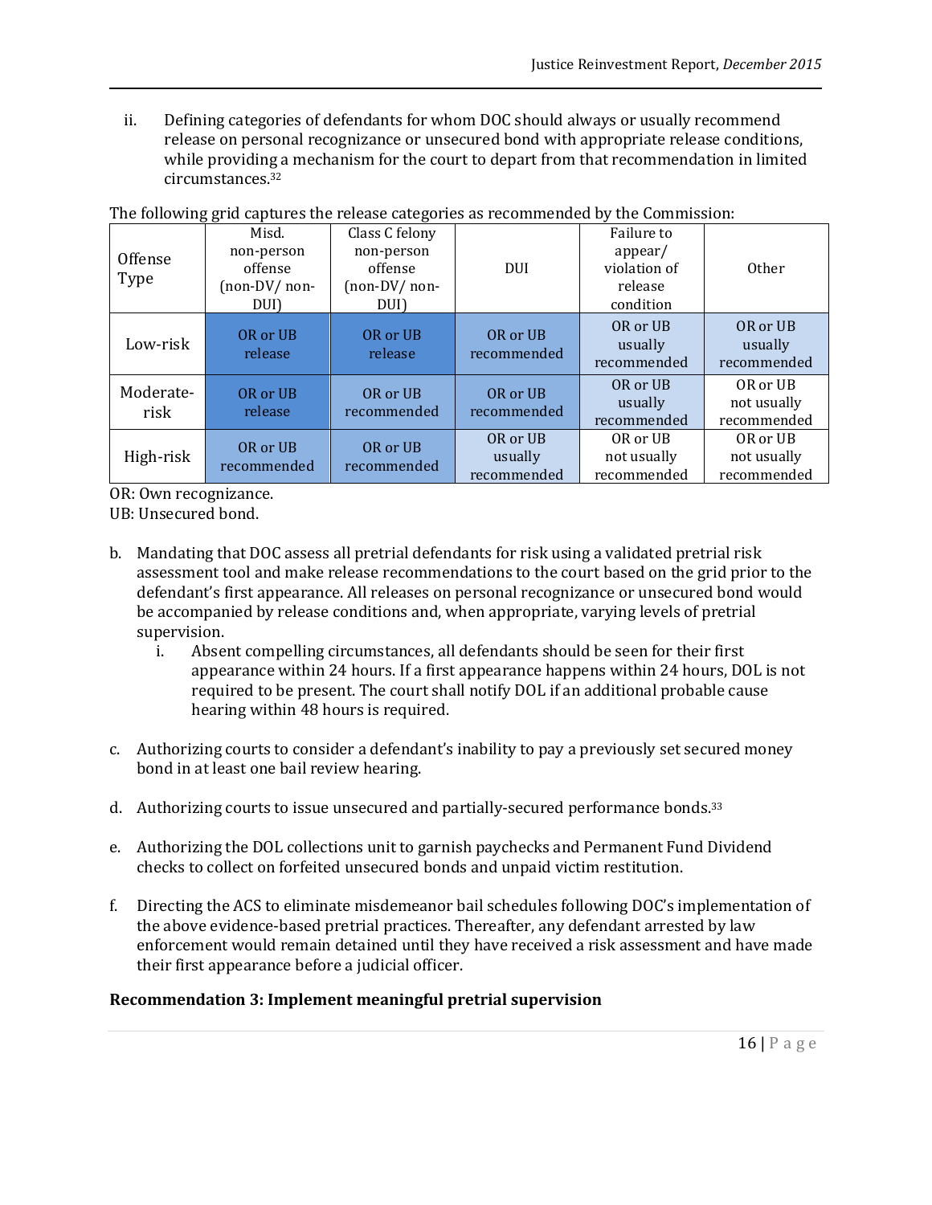ii. Defining categories of defendants for whom DOC should always or usually recommend release on personal recognizance or unsecured bond with appropriate release conditions, while providing a mechanism for the court to depart from that recommendation in limited circumstances.[32]

The following grid captures the release categories as recommended by the Commission:

| Offense Type | Misd. non-person offense (non-DV/ non-DUI) | Class C felony non-person offense (non-DV/ non-DUI) | DUI | Failure to appear/ violation of release condition | Other |
|---|---|---|---|---|---|
| Low-risk | OR or UB release | OR or UB release | OR or UB recommended | OR or UB usually recommended | OR or UB usually recommended |
| Moderate-risk | OR or UB release | OR or UB recommended | OR or UB recommended | OR or UB usually recommended | OR or UB not usually recommended |
| High-risk | OR or UB recommended | OR or UB recommended | OR or UB usually recommended | OR or UB not usually recommended | OR or UB not usually recommended |

OR: Own recognizance.
UB: Unsecured bond.

b. Mandating that DOC assess all pretrial defendants for risk using a validated pretrial risk assessment tool and make release recommendations to the court based on the grid prior to the defendant's first appearance. All releases on personal recognizance or unsecured bond would be accompanied by release conditions and, when appropriate, varying levels of pretrial supervision.
   i. Absent compelling circumstances, all defendants should be seen for their first appearance within 24 hours. If a first appearance happens within 24 hours, DOL is not required to be present. The court shall notify DOL if an additional probable cause hearing within 48 hours is required.

c. Authorizing courts to consider a defendant's inability to pay a previously set secured money bond in at least one bail review hearing.

d. Authorizing courts to issue unsecured and partially-secured performance bonds.[33]

e. Authorizing the DOL collections unit to garnish paychecks and Permanent Fund Dividend checks to collect on forfeited unsecured bonds and unpaid victim restitution.

f. Directing the ACS to eliminate misdemeanor bail schedules following DOC's implementation of the above evidence-based pretrial practices. Thereafter, any defendant arrested by law enforcement would remain detained until they have received a risk assessment and have made their first appearance before a judicial officer.

**Recommendation 3: Implement meaningful pretrial supervision**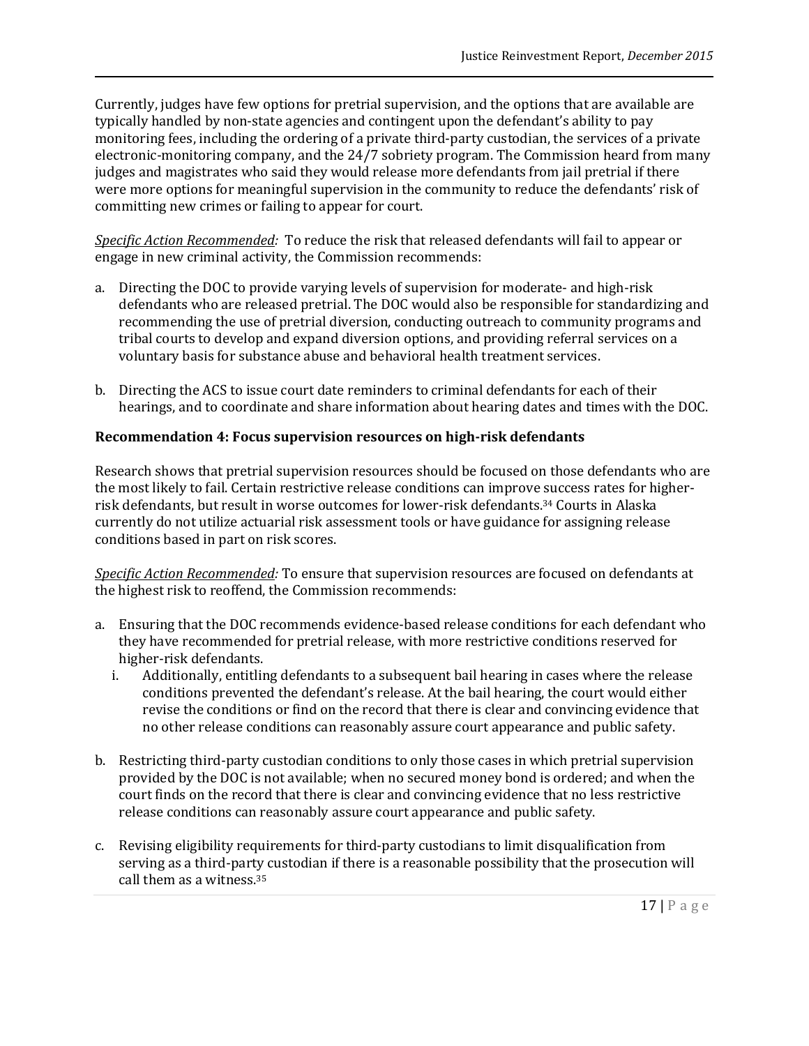Currently, judges have few options for pretrial supervision, and the options that are available are typically handled by non-state agencies and contingent upon the defendant's ability to pay monitoring fees, including the ordering of a private third-party custodian, the services of a private electronic-monitoring company, and the 24/7 sobriety program. The Commission heard from many judges and magistrates who said they would release more defendants from jail pretrial if there were more options for meaningful supervision in the community to reduce the defendants' risk of committing new crimes or failing to appear for court.

*__Specific Action Recommended:__* To reduce the risk that released defendants will fail to appear or engage in new criminal activity, the Commission recommends:

a. Directing the DOC to provide varying levels of supervision for moderate- and high-risk defendants who are released pretrial. The DOC would also be responsible for standardizing and recommending the use of pretrial diversion, conducting outreach to community programs and tribal courts to develop and expand diversion options, and providing referral services on a voluntary basis for substance abuse and behavioral health treatment services.

b. Directing the ACS to issue court date reminders to criminal defendants for each of their hearings, and to coordinate and share information about hearing dates and times with the DOC.

**Recommendation 4: Focus supervision resources on high-risk defendants**

Research shows that pretrial supervision resources should be focused on those defendants who are the most likely to fail. Certain restrictive release conditions can improve success rates for higher-risk defendants, but result in worse outcomes for lower-risk defendants.[34] Courts in Alaska currently do not utilize actuarial risk assessment tools or have guidance for assigning release conditions based in part on risk scores.

*__Specific Action Recommended:__* To ensure that supervision resources are focused on defendants at the highest risk to reoffend, the Commission recommends:

a. Ensuring that the DOC recommends evidence-based release conditions for each defendant who they have recommended for pretrial release, with more restrictive conditions reserved for higher-risk defendants.
   i. Additionally, entitling defendants to a subsequent bail hearing in cases where the release conditions prevented the defendant's release. At the bail hearing, the court would either revise the conditions or find on the record that there is clear and convincing evidence that no other release conditions can reasonably assure court appearance and public safety.

b. Restricting third-party custodian conditions to only those cases in which pretrial supervision provided by the DOC is not available; when no secured money bond is ordered; and when the court finds on the record that there is clear and convincing evidence that no less restrictive release conditions can reasonably assure court appearance and public safety.

c. Revising eligibility requirements for third-party custodians to limit disqualification from serving as a third-party custodian if there is a reasonable possibility that the prosecution will call them as a witness.[35]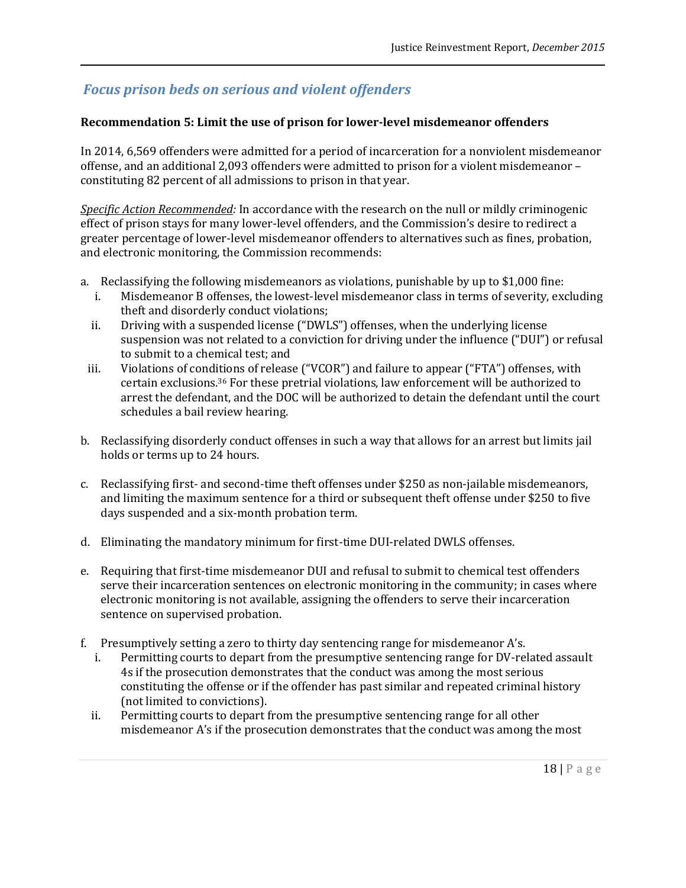## *Focus prison beds on serious and violent offenders*

**Recommendation 5: Limit the use of prison for lower-level misdemeanor offenders**

In 2014, 6,569 offenders were admitted for a period of incarceration for a nonviolent misdemeanor offense, and an additional 2,093 offenders were admitted to prison for a violent misdemeanor – constituting 82 percent of all admissions to prison in that year.

*Specific Action Recommended:* In accordance with the research on the null or mildly criminogenic effect of prison stays for many lower-level offenders, and the Commission's desire to redirect a greater percentage of lower-level misdemeanor offenders to alternatives such as fines, probation, and electronic monitoring, the Commission recommends:

a. Reclassifying the following misdemeanors as violations, punishable by up to $1,000 fine:
   i. Misdemeanor B offenses, the lowest-level misdemeanor class in terms of severity, excluding theft and disorderly conduct violations;
   ii. Driving with a suspended license ("DWLS") offenses, when the underlying license suspension was not related to a conviction for driving under the influence ("DUI") or refusal to submit to a chemical test; and
   iii. Violations of conditions of release ("VCOR") and failure to appear ("FTA") offenses, with certain exclusions.[36] For these pretrial violations, law enforcement will be authorized to arrest the defendant, and the DOC will be authorized to detain the defendant until the court schedules a bail review hearing.

b. Reclassifying disorderly conduct offenses in such a way that allows for an arrest but limits jail holds or terms up to 24 hours.

c. Reclassifying first- and second-time theft offenses under $250 as non-jailable misdemeanors, and limiting the maximum sentence for a third or subsequent theft offense under $250 to five days suspended and a six-month probation term.

d. Eliminating the mandatory minimum for first-time DUI-related DWLS offenses.

e. Requiring that first-time misdemeanor DUI and refusal to submit to chemical test offenders serve their incarceration sentences on electronic monitoring in the community; in cases where electronic monitoring is not available, assigning the offenders to serve their incarceration sentence on supervised probation.

f. Presumptively setting a zero to thirty day sentencing range for misdemeanor A's.
   i. Permitting courts to depart from the presumptive sentencing range for DV-related assault 4s if the prosecution demonstrates that the conduct was among the most serious constituting the offense or if the offender has past similar and repeated criminal history (not limited to convictions).
   ii. Permitting courts to depart from the presumptive sentencing range for all other misdemeanor A's if the prosecution demonstrates that the conduct was among the most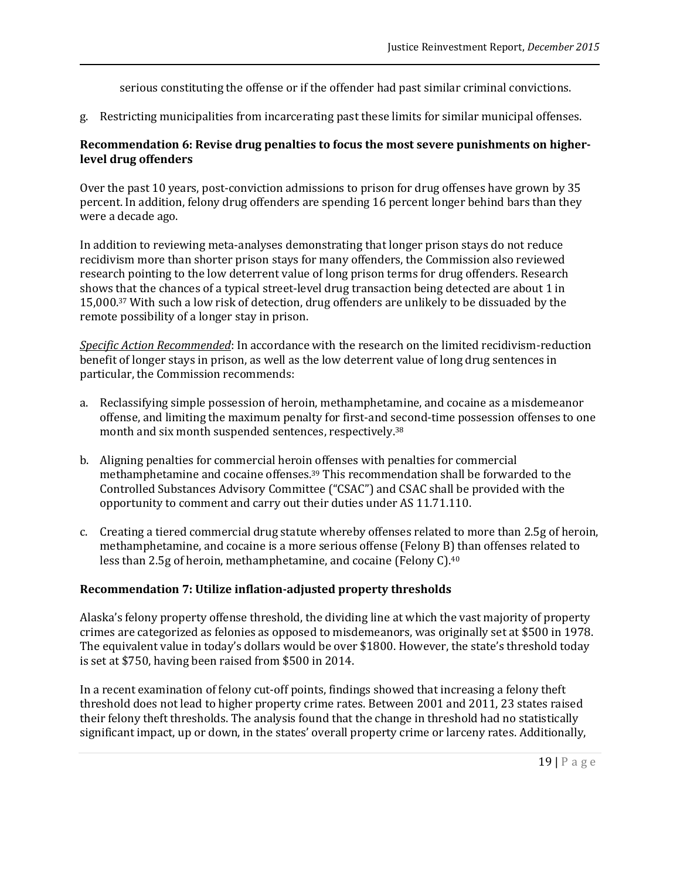serious constituting the offense or if the offender had past similar criminal convictions.

g. Restricting municipalities from incarcerating past these limits for similar municipal offenses.

**Recommendation 6: Revise drug penalties to focus the most severe punishments on higher-level drug offenders**

Over the past 10 years, post-conviction admissions to prison for drug offenses have grown by 35 percent. In addition, felony drug offenders are spending 16 percent longer behind bars than they were a decade ago.

In addition to reviewing meta-analyses demonstrating that longer prison stays do not reduce recidivism more than shorter prison stays for many offenders, the Commission also reviewed research pointing to the low deterrent value of long prison terms for drug offenders. Research shows that the chances of a typical street-level drug transaction being detected are about 1 in 15,000.[37] With such a low risk of detection, drug offenders are unlikely to be dissuaded by the remote possibility of a longer stay in prison.

*Specific Action Recommended*: In accordance with the research on the limited recidivism-reduction benefit of longer stays in prison, as well as the low deterrent value of long drug sentences in particular, the Commission recommends:

a. Reclassifying simple possession of heroin, methamphetamine, and cocaine as a misdemeanor offense, and limiting the maximum penalty for first-and second-time possession offenses to one month and six month suspended sentences, respectively.[38]

b. Aligning penalties for commercial heroin offenses with penalties for commercial methamphetamine and cocaine offenses.[39] This recommendation shall be forwarded to the Controlled Substances Advisory Committee ("CSAC") and CSAC shall be provided with the opportunity to comment and carry out their duties under AS 11.71.110.

c. Creating a tiered commercial drug statute whereby offenses related to more than 2.5g of heroin, methamphetamine, and cocaine is a more serious offense (Felony B) than offenses related to less than 2.5g of heroin, methamphetamine, and cocaine (Felony C).[40]

**Recommendation 7: Utilize inflation-adjusted property thresholds**

Alaska's felony property offense threshold, the dividing line at which the vast majority of property crimes are categorized as felonies as opposed to misdemeanors, was originally set at $500 in 1978. The equivalent value in today's dollars would be over $1800. However, the state's threshold today is set at $750, having been raised from $500 in 2014.

In a recent examination of felony cut-off points, findings showed that increasing a felony theft threshold does not lead to higher property crime rates. Between 2001 and 2011, 23 states raised their felony theft thresholds. The analysis found that the change in threshold had no statistically significant impact, up or down, in the states' overall property crime or larceny rates. Additionally,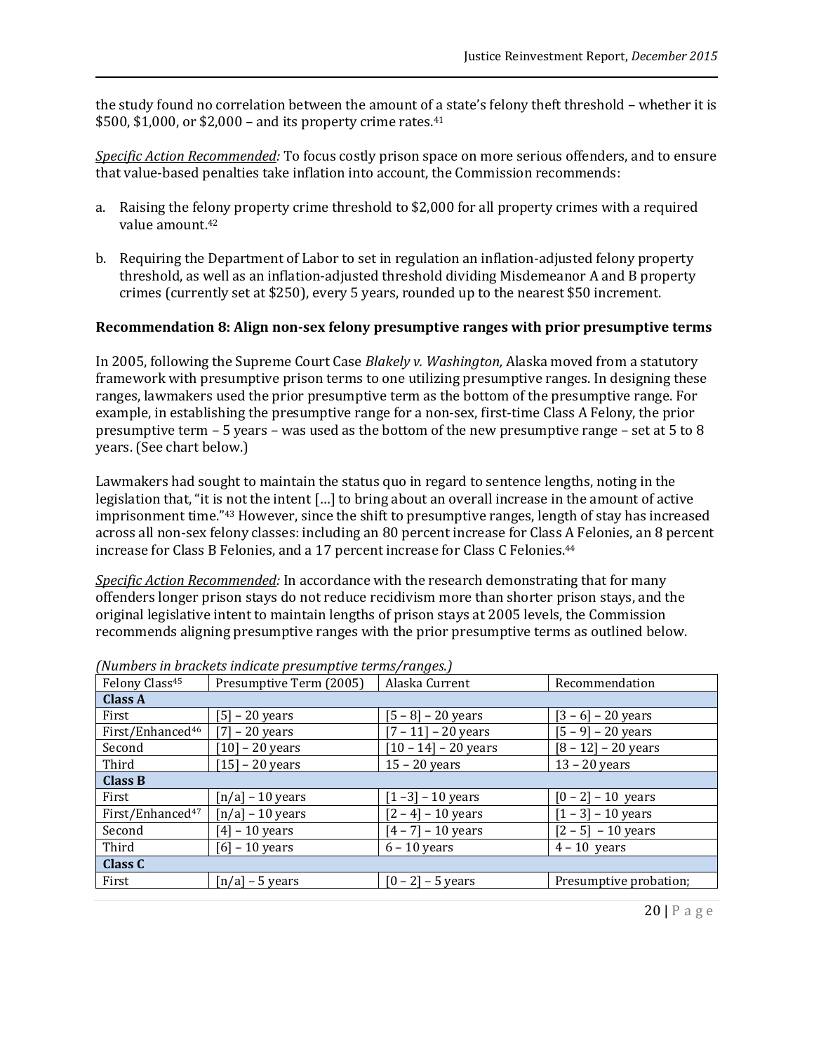the study found no correlation between the amount of a state's felony theft threshold – whether it is $500, $1,000, or $2,000 – and its property crime rates.[41]

*Specific Action Recommended:* To focus costly prison space on more serious offenders, and to ensure that value-based penalties take inflation into account, the Commission recommends:

a. Raising the felony property crime threshold to $2,000 for all property crimes with a required value amount.[42]

b. Requiring the Department of Labor to set in regulation an inflation-adjusted felony property threshold, as well as an inflation-adjusted threshold dividing Misdemeanor A and B property crimes (currently set at $250), every 5 years, rounded up to the nearest $50 increment.

**Recommendation 8: Align non-sex felony presumptive ranges with prior presumptive terms**

In 2005, following the Supreme Court Case *Blakely v. Washington,* Alaska moved from a statutory framework with presumptive prison terms to one utilizing presumptive ranges. In designing these ranges, lawmakers used the prior presumptive term as the bottom of the presumptive range. For example, in establishing the presumptive range for a non-sex, first-time Class A Felony, the prior presumptive term – 5 years – was used as the bottom of the new presumptive range – set at 5 to 8 years. (See chart below.)

Lawmakers had sought to maintain the status quo in regard to sentence lengths, noting in the legislation that, "it is not the intent […] to bring about an overall increase in the amount of active imprisonment time."[43] However, since the shift to presumptive ranges, length of stay has increased across all non-sex felony classes: including an 80 percent increase for Class A Felonies, an 8 percent increase for Class B Felonies, and a 17 percent increase for Class C Felonies.[44]

*Specific Action Recommended:* In accordance with the research demonstrating that for many offenders longer prison stays do not reduce recidivism more than shorter prison stays, and the original legislative intent to maintain lengths of prison stays at 2005 levels, the Commission recommends aligning presumptive ranges with the prior presumptive terms as outlined below.

*(Numbers in brackets indicate presumptive terms/ranges.)*

| Felony Class[45] | Presumptive Term (2005) | Alaska Current | Recommendation |
|---|---|---|---|
| **Class A** | | | |
| First | [5] – 20 years | [5 – 8] – 20 years | [3 – 6] – 20 years |
| First/Enhanced[46] | [7] – 20 years | [7 – 11] – 20 years | [5 – 9] – 20 years |
| Second | [10] – 20 years | [10 – 14] – 20 years | [8 – 12] – 20 years |
| Third | [15] – 20 years | 15 – 20 years | 13 – 20 years |
| **Class B** | | | |
| First | [n/a] – 10 years | [1 –3] – 10 years | [0 – 2] – 10 years |
| First/Enhanced[47] | [n/a] – 10 years | [2 – 4] – 10 years | [1 – 3] – 10 years |
| Second | [4] – 10 years | [4 – 7] – 10 years | [2 – 5] – 10 years |
| Third | [6] – 10 years | 6 – 10 years | 4 – 10 years |
| **Class C** | | | |
| First | [n/a] – 5 years | [0 – 2] – 5 years | Presumptive probation; |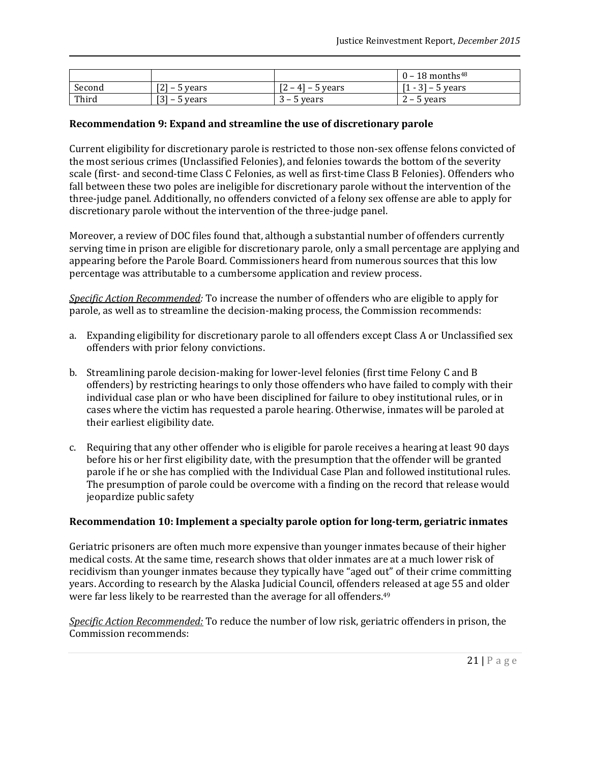| | | | 0 – 18 months[48] |
|---|---|---|---|
| Second | [2] – 5 years | [2 – 4] – 5 years | [1 - 3] – 5 years |
| Third | [3] – 5 years | 3 – 5 years | 2 – 5 years |

**Recommendation 9: Expand and streamline the use of discretionary parole**

Current eligibility for discretionary parole is restricted to those non-sex offense felons convicted of the most serious crimes (Unclassified Felonies), and felonies towards the bottom of the severity scale (first- and second-time Class C Felonies, as well as first-time Class B Felonies). Offenders who fall between these two poles are ineligible for discretionary parole without the intervention of the three-judge panel. Additionally, no offenders convicted of a felony sex offense are able to apply for discretionary parole without the intervention of the three-judge panel.

Moreover, a review of DOC files found that, although a substantial number of offenders currently serving time in prison are eligible for discretionary parole, only a small percentage are applying and appearing before the Parole Board. Commissioners heard from numerous sources that this low percentage was attributable to a cumbersome application and review process.

*Specific Action Recommended:* To increase the number of offenders who are eligible to apply for parole, as well as to streamline the decision-making process, the Commission recommends:

a. Expanding eligibility for discretionary parole to all offenders except Class A or Unclassified sex offenders with prior felony convictions.

b. Streamlining parole decision-making for lower-level felonies (first time Felony C and B offenders) by restricting hearings to only those offenders who have failed to comply with their individual case plan or who have been disciplined for failure to obey institutional rules, or in cases where the victim has requested a parole hearing. Otherwise, inmates will be paroled at their earliest eligibility date.

c. Requiring that any other offender who is eligible for parole receives a hearing at least 90 days before his or her first eligibility date, with the presumption that the offender will be granted parole if he or she has complied with the Individual Case Plan and followed institutional rules. The presumption of parole could be overcome with a finding on the record that release would jeopardize public safety

**Recommendation 10: Implement a specialty parole option for long-term, geriatric inmates**

Geriatric prisoners are often much more expensive than younger inmates because of their higher medical costs. At the same time, research shows that older inmates are at a much lower risk of recidivism than younger inmates because they typically have "aged out" of their crime committing years. According to research by the Alaska Judicial Council, offenders released at age 55 and older were far less likely to be rearrested than the average for all offenders.[49]

*Specific Action Recommended:* To reduce the number of low risk, geriatric offenders in prison, the Commission recommends: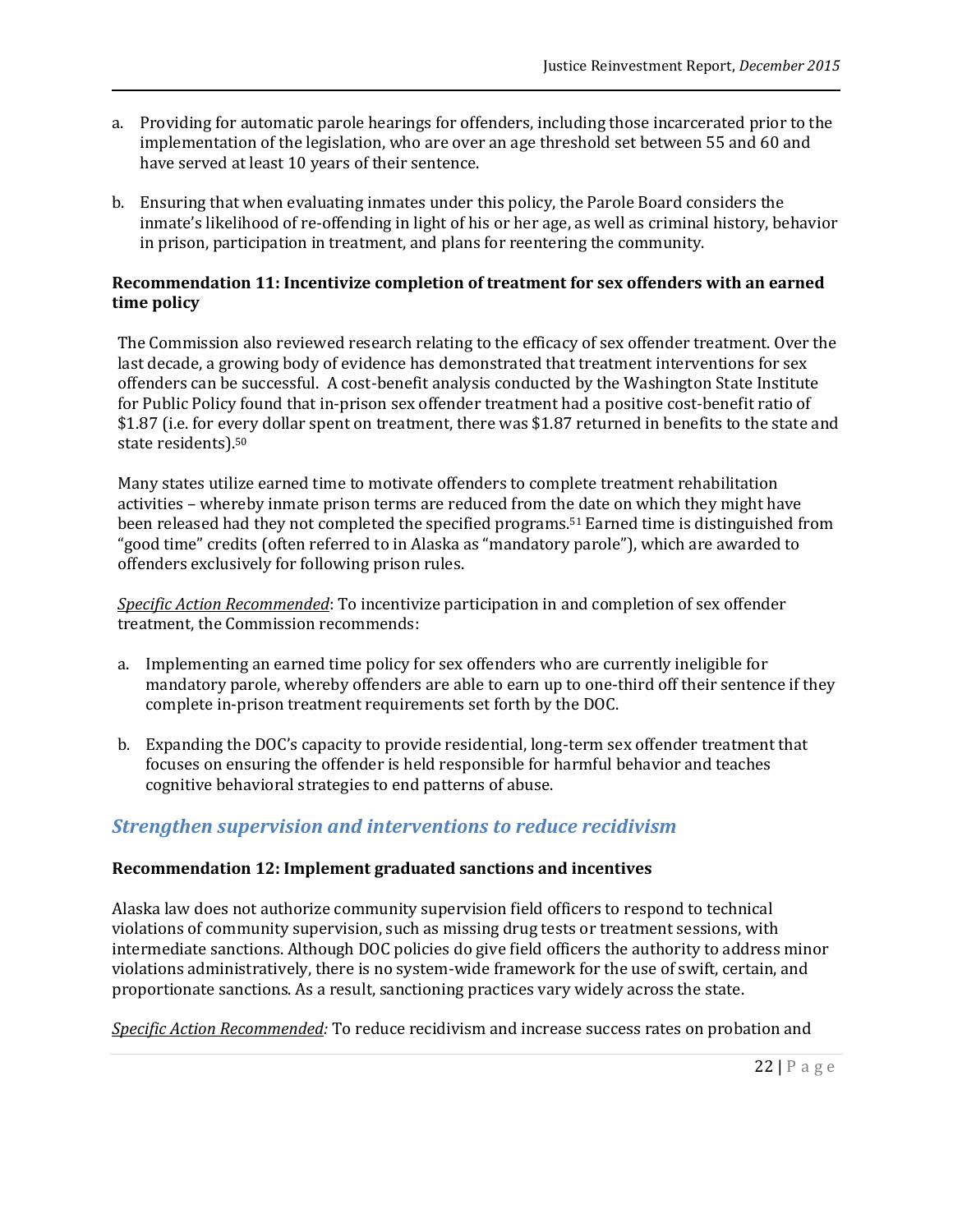a. Providing for automatic parole hearings for offenders, including those incarcerated prior to the implementation of the legislation, who are over an age threshold set between 55 and 60 and have served at least 10 years of their sentence.

b. Ensuring that when evaluating inmates under this policy, the Parole Board considers the inmate's likelihood of re-offending in light of his or her age, as well as criminal history, behavior in prison, participation in treatment, and plans for reentering the community.

**Recommendation 11: Incentivize completion of treatment for sex offenders with an earned time policy**

The Commission also reviewed research relating to the efficacy of sex offender treatment. Over the last decade, a growing body of evidence has demonstrated that treatment interventions for sex offenders can be successful. A cost-benefit analysis conducted by the Washington State Institute for Public Policy found that in-prison sex offender treatment had a positive cost-benefit ratio of $1.87 (i.e. for every dollar spent on treatment, there was $1.87 returned in benefits to the state and state residents).[50]

Many states utilize earned time to motivate offenders to complete treatment rehabilitation activities – whereby inmate prison terms are reduced from the date on which they might have been released had they not completed the specified programs.[51] Earned time is distinguished from "good time" credits (often referred to in Alaska as "mandatory parole"), which are awarded to offenders exclusively for following prison rules.

*Specific Action Recommended*: To incentivize participation in and completion of sex offender treatment, the Commission recommends:

a. Implementing an earned time policy for sex offenders who are currently ineligible for mandatory parole, whereby offenders are able to earn up to one-third off their sentence if they complete in-prison treatment requirements set forth by the DOC.

b. Expanding the DOC's capacity to provide residential, long-term sex offender treatment that focuses on ensuring the offender is held responsible for harmful behavior and teaches cognitive behavioral strategies to end patterns of abuse.

## *Strengthen supervision and interventions to reduce recidivism*

**Recommendation 12: Implement graduated sanctions and incentives**

Alaska law does not authorize community supervision field officers to respond to technical violations of community supervision, such as missing drug tests or treatment sessions, with intermediate sanctions. Although DOC policies do give field officers the authority to address minor violations administratively, there is no system-wide framework for the use of swift, certain, and proportionate sanctions. As a result, sanctioning practices vary widely across the state.

*Specific Action Recommended:* To reduce recidivism and increase success rates on probation and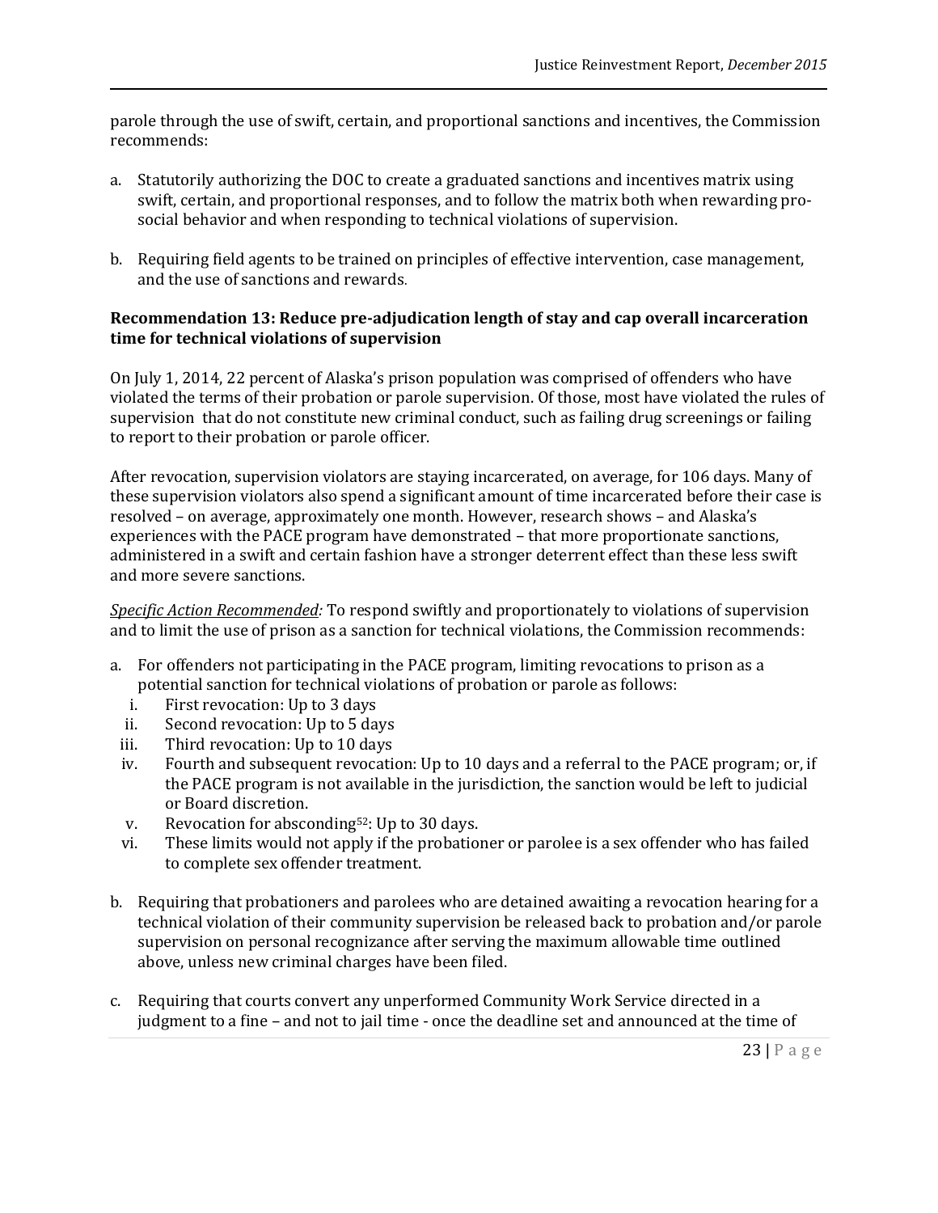parole through the use of swift, certain, and proportional sanctions and incentives, the Commission recommends:

a. Statutorily authorizing the DOC to create a graduated sanctions and incentives matrix using swift, certain, and proportional responses, and to follow the matrix both when rewarding pro-social behavior and when responding to technical violations of supervision.

b. Requiring field agents to be trained on principles of effective intervention, case management, and the use of sanctions and rewards.

**Recommendation 13: Reduce pre-adjudication length of stay and cap overall incarceration time for technical violations of supervision**

On July 1, 2014, 22 percent of Alaska's prison population was comprised of offenders who have violated the terms of their probation or parole supervision. Of those, most have violated the rules of supervision that do not constitute new criminal conduct, such as failing drug screenings or failing to report to their probation or parole officer.

After revocation, supervision violators are staying incarcerated, on average, for 106 days. Many of these supervision violators also spend a significant amount of time incarcerated before their case is resolved – on average, approximately one month. However, research shows – and Alaska's experiences with the PACE program have demonstrated – that more proportionate sanctions, administered in a swift and certain fashion have a stronger deterrent effect than these less swift and more severe sanctions.

*Specific Action Recommended:* To respond swiftly and proportionately to violations of supervision and to limit the use of prison as a sanction for technical violations, the Commission recommends:

a. For offenders not participating in the PACE program, limiting revocations to prison as a potential sanction for technical violations of probation or parole as follows:
   i. First revocation: Up to 3 days
   ii. Second revocation: Up to 5 days
   iii. Third revocation: Up to 10 days
   iv. Fourth and subsequent revocation: Up to 10 days and a referral to the PACE program; or, if the PACE program is not available in the jurisdiction, the sanction would be left to judicial or Board discretion.
   v. Revocation for absconding[52]: Up to 30 days.
   vi. These limits would not apply if the probationer or parolee is a sex offender who has failed to complete sex offender treatment.

b. Requiring that probationers and parolees who are detained awaiting a revocation hearing for a technical violation of their community supervision be released back to probation and/or parole supervision on personal recognizance after serving the maximum allowable time outlined above, unless new criminal charges have been filed.

c. Requiring that courts convert any unperformed Community Work Service directed in a judgment to a fine – and not to jail time - once the deadline set and announced at the time of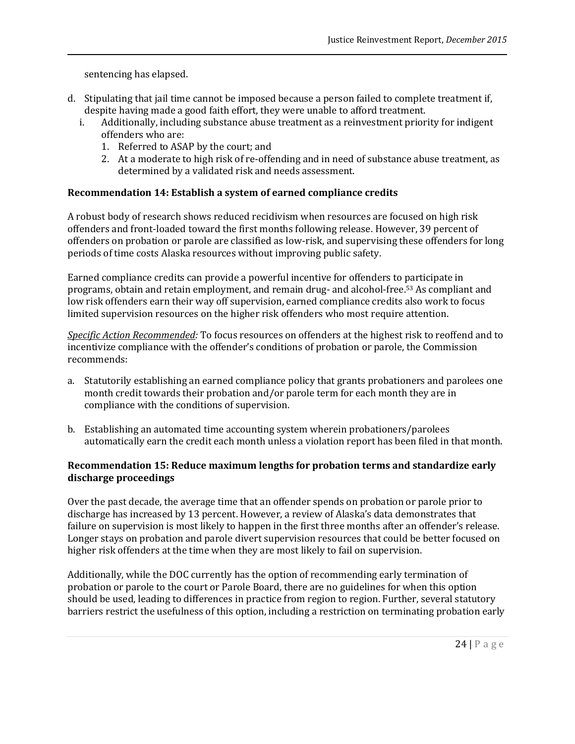sentencing has elapsed.

d. Stipulating that jail time cannot be imposed because a person failed to complete treatment if, despite having made a good faith effort, they were unable to afford treatment.
   i. Additionally, including substance abuse treatment as a reinvestment priority for indigent offenders who are:
      1. Referred to ASAP by the court; and
      2. At a moderate to high risk of re-offending and in need of substance abuse treatment, as determined by a validated risk and needs assessment.

**Recommendation 14: Establish a system of earned compliance credits**

A robust body of research shows reduced recidivism when resources are focused on high risk offenders and front-loaded toward the first months following release. However, 39 percent of offenders on probation or parole are classified as low-risk, and supervising these offenders for long periods of time costs Alaska resources without improving public safety.

Earned compliance credits can provide a powerful incentive for offenders to participate in programs, obtain and retain employment, and remain drug- and alcohol-free.[53] As compliant and low risk offenders earn their way off supervision, earned compliance credits also work to focus limited supervision resources on the higher risk offenders who most require attention.

*Specific Action Recommended:* To focus resources on offenders at the highest risk to reoffend and to incentivize compliance with the offender's conditions of probation or parole, the Commission recommends:

a. Statutorily establishing an earned compliance policy that grants probationers and parolees one month credit towards their probation and/or parole term for each month they are in compliance with the conditions of supervision.

b. Establishing an automated time accounting system wherein probationers/parolees automatically earn the credit each month unless a violation report has been filed in that month.

**Recommendation 15: Reduce maximum lengths for probation terms and standardize early discharge proceedings**

Over the past decade, the average time that an offender spends on probation or parole prior to discharge has increased by 13 percent. However, a review of Alaska's data demonstrates that failure on supervision is most likely to happen in the first three months after an offender's release. Longer stays on probation and parole divert supervision resources that could be better focused on higher risk offenders at the time when they are most likely to fail on supervision.

Additionally, while the DOC currently has the option of recommending early termination of probation or parole to the court or Parole Board, there are no guidelines for when this option should be used, leading to differences in practice from region to region. Further, several statutory barriers restrict the usefulness of this option, including a restriction on terminating probation early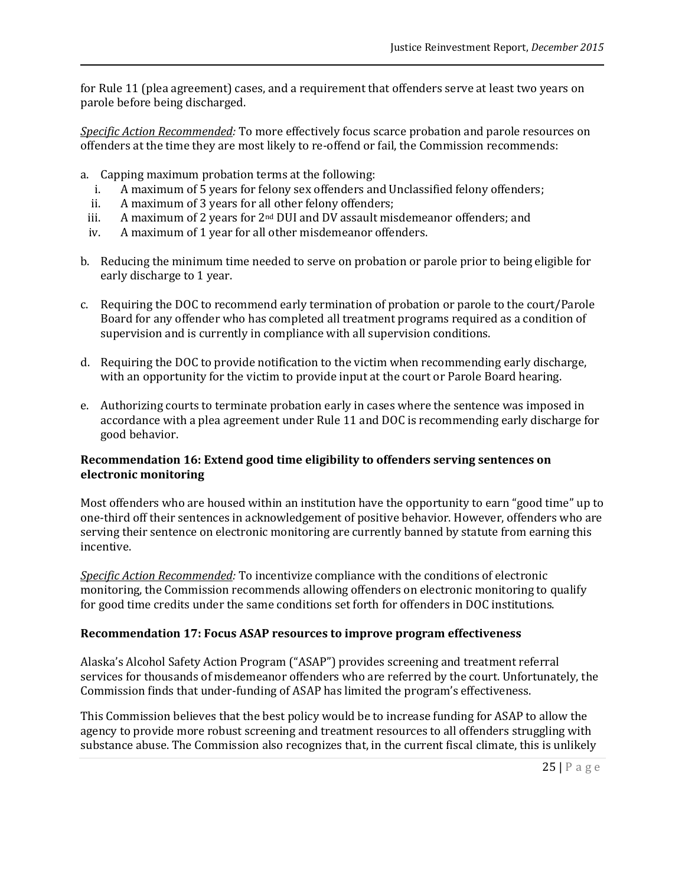for Rule 11 (plea agreement) cases, and a requirement that offenders serve at least two years on parole before being discharged.

*Specific Action Recommended:* To more effectively focus scarce probation and parole resources on offenders at the time they are most likely to re-offend or fail, the Commission recommends:

a. Capping maximum probation terms at the following:
   i. A maximum of 5 years for felony sex offenders and Unclassified felony offenders;
   ii. A maximum of 3 years for all other felony offenders;
   iii. A maximum of 2 years for 2nd DUI and DV assault misdemeanor offenders; and
   iv. A maximum of 1 year for all other misdemeanor offenders.

b. Reducing the minimum time needed to serve on probation or parole prior to being eligible for early discharge to 1 year.

c. Requiring the DOC to recommend early termination of probation or parole to the court/Parole Board for any offender who has completed all treatment programs required as a condition of supervision and is currently in compliance with all supervision conditions.

d. Requiring the DOC to provide notification to the victim when recommending early discharge, with an opportunity for the victim to provide input at the court or Parole Board hearing.

e. Authorizing courts to terminate probation early in cases where the sentence was imposed in accordance with a plea agreement under Rule 11 and DOC is recommending early discharge for good behavior.

**Recommendation 16: Extend good time eligibility to offenders serving sentences on electronic monitoring**

Most offenders who are housed within an institution have the opportunity to earn "good time" up to one-third off their sentences in acknowledgement of positive behavior. However, offenders who are serving their sentence on electronic monitoring are currently banned by statute from earning this incentive.

*Specific Action Recommended:* To incentivize compliance with the conditions of electronic monitoring, the Commission recommends allowing offenders on electronic monitoring to qualify for good time credits under the same conditions set forth for offenders in DOC institutions.

**Recommendation 17: Focus ASAP resources to improve program effectiveness**

Alaska's Alcohol Safety Action Program ("ASAP") provides screening and treatment referral services for thousands of misdemeanor offenders who are referred by the court. Unfortunately, the Commission finds that under-funding of ASAP has limited the program's effectiveness.

This Commission believes that the best policy would be to increase funding for ASAP to allow the agency to provide more robust screening and treatment resources to all offenders struggling with substance abuse. The Commission also recognizes that, in the current fiscal climate, this is unlikely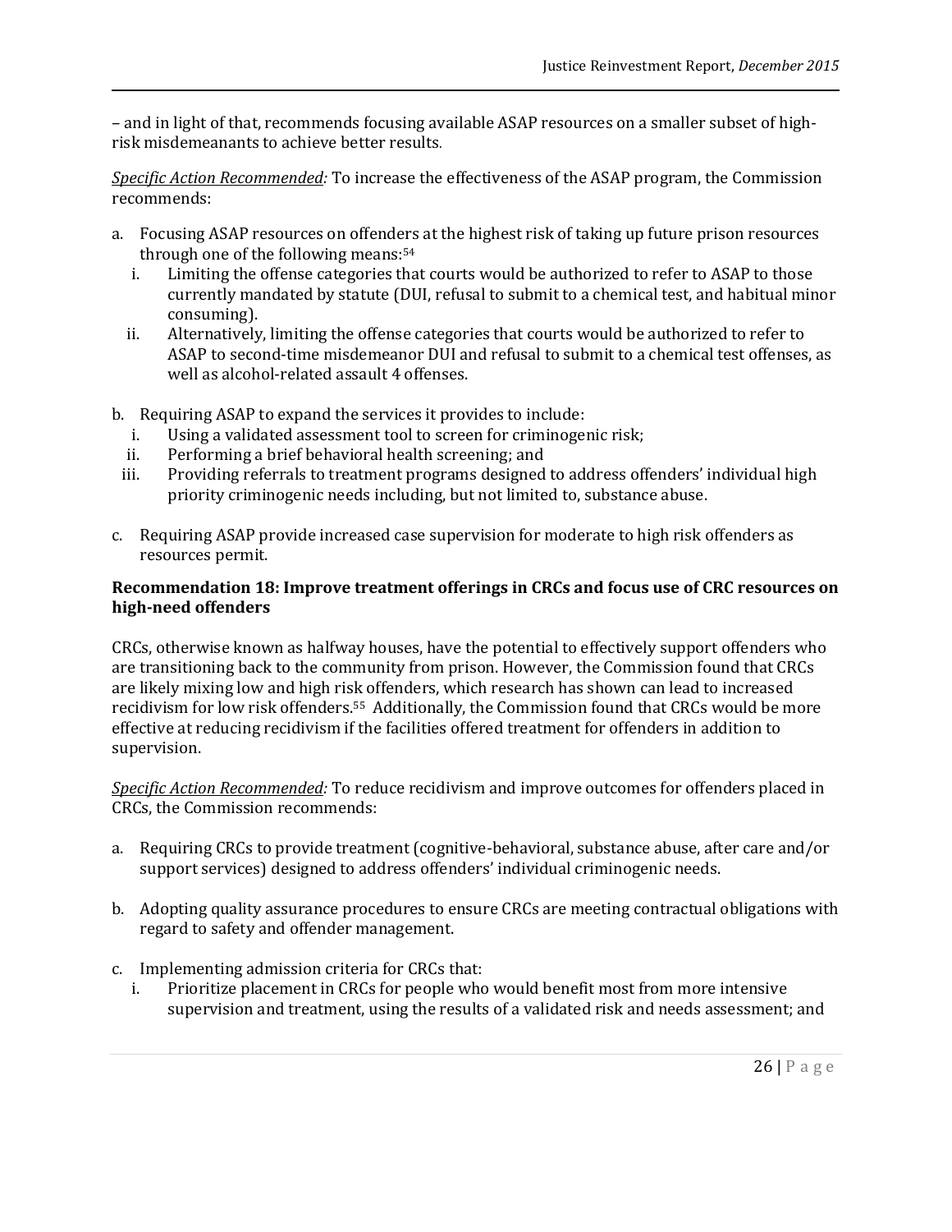– and in light of that, recommends focusing available ASAP resources on a smaller subset of high-risk misdemeanants to achieve better results.

*Specific Action Recommended:* To increase the effectiveness of the ASAP program, the Commission recommends:

a. Focusing ASAP resources on offenders at the highest risk of taking up future prison resources through one of the following means:[54]
   i. Limiting the offense categories that courts would be authorized to refer to ASAP to those currently mandated by statute (DUI, refusal to submit to a chemical test, and habitual minor consuming).
   ii. Alternatively, limiting the offense categories that courts would be authorized to refer to ASAP to second-time misdemeanor DUI and refusal to submit to a chemical test offenses, as well as alcohol-related assault 4 offenses.

b. Requiring ASAP to expand the services it provides to include:
   i. Using a validated assessment tool to screen for criminogenic risk;
   ii. Performing a brief behavioral health screening; and
   iii. Providing referrals to treatment programs designed to address offenders' individual high priority criminogenic needs including, but not limited to, substance abuse.

c. Requiring ASAP provide increased case supervision for moderate to high risk offenders as resources permit.

**Recommendation 18: Improve treatment offerings in CRCs and focus use of CRC resources on high-need offenders**

CRCs, otherwise known as halfway houses, have the potential to effectively support offenders who are transitioning back to the community from prison. However, the Commission found that CRCs are likely mixing low and high risk offenders, which research has shown can lead to increased recidivism for low risk offenders.[55] Additionally, the Commission found that CRCs would be more effective at reducing recidivism if the facilities offered treatment for offenders in addition to supervision.

*Specific Action Recommended:* To reduce recidivism and improve outcomes for offenders placed in CRCs, the Commission recommends:

a. Requiring CRCs to provide treatment (cognitive-behavioral, substance abuse, after care and/or support services) designed to address offenders' individual criminogenic needs.

b. Adopting quality assurance procedures to ensure CRCs are meeting contractual obligations with regard to safety and offender management.

c. Implementing admission criteria for CRCs that:
   i. Prioritize placement in CRCs for people who would benefit most from more intensive supervision and treatment, using the results of a validated risk and needs assessment; and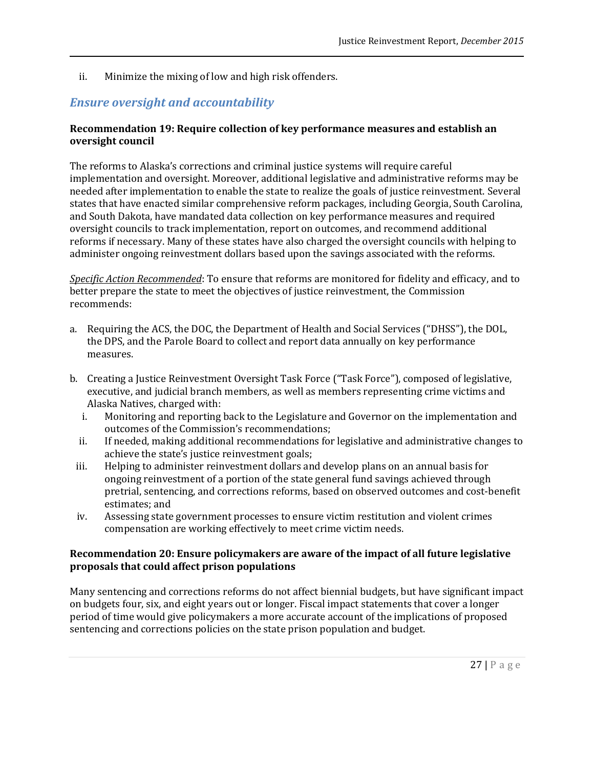ii. Minimize the mixing of low and high risk offenders.

## *Ensure oversight and accountability*

**Recommendation 19: Require collection of key performance measures and establish an oversight council**

The reforms to Alaska's corrections and criminal justice systems will require careful implementation and oversight. Moreover, additional legislative and administrative reforms may be needed after implementation to enable the state to realize the goals of justice reinvestment. Several states that have enacted similar comprehensive reform packages, including Georgia, South Carolina, and South Dakota, have mandated data collection on key performance measures and required oversight councils to track implementation, report on outcomes, and recommend additional reforms if necessary. Many of these states have also charged the oversight councils with helping to administer ongoing reinvestment dollars based upon the savings associated with the reforms.

*Specific Action Recommended*: To ensure that reforms are monitored for fidelity and efficacy, and to better prepare the state to meet the objectives of justice reinvestment, the Commission recommends:

a. Requiring the ACS, the DOC, the Department of Health and Social Services ("DHSS"), the DOL, the DPS, and the Parole Board to collect and report data annually on key performance measures.

b. Creating a Justice Reinvestment Oversight Task Force ("Task Force"), composed of legislative, executive, and judicial branch members, as well as members representing crime victims and Alaska Natives, charged with:
   i. Monitoring and reporting back to the Legislature and Governor on the implementation and outcomes of the Commission's recommendations;
   ii. If needed, making additional recommendations for legislative and administrative changes to achieve the state's justice reinvestment goals;
   iii. Helping to administer reinvestment dollars and develop plans on an annual basis for ongoing reinvestment of a portion of the state general fund savings achieved through pretrial, sentencing, and corrections reforms, based on observed outcomes and cost-benefit estimates; and
   iv. Assessing state government processes to ensure victim restitution and violent crimes compensation are working effectively to meet crime victim needs.

**Recommendation 20: Ensure policymakers are aware of the impact of all future legislative proposals that could affect prison populations**

Many sentencing and corrections reforms do not affect biennial budgets, but have significant impact on budgets four, six, and eight years out or longer. Fiscal impact statements that cover a longer period of time would give policymakers a more accurate account of the implications of proposed sentencing and corrections policies on the state prison population and budget.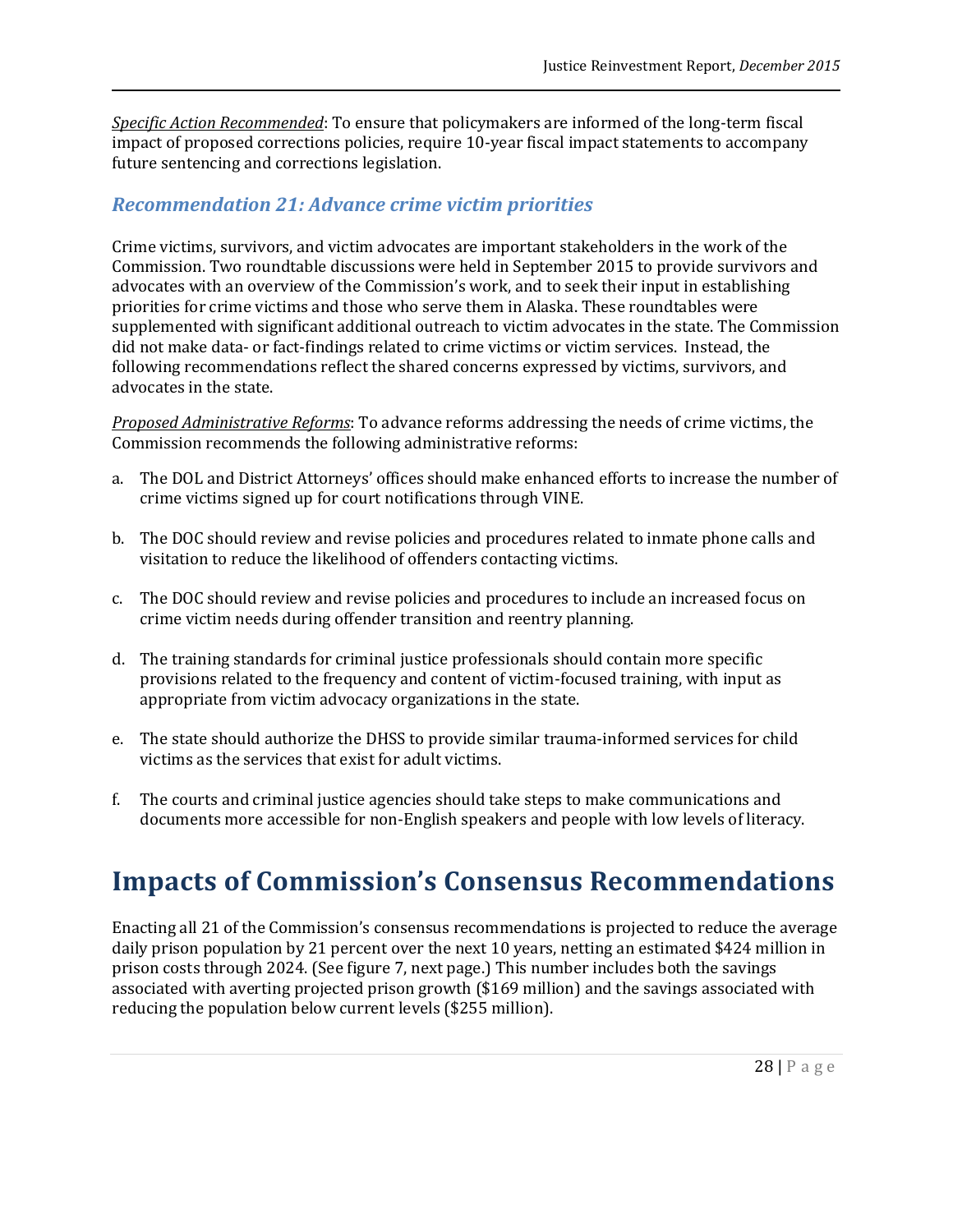*Specific Action Recommended*: To ensure that policymakers are informed of the long-term fiscal impact of proposed corrections policies, require 10-year fiscal impact statements to accompany future sentencing and corrections legislation.

### *Recommendation 21: Advance crime victim priorities*

Crime victims, survivors, and victim advocates are important stakeholders in the work of the Commission. Two roundtable discussions were held in September 2015 to provide survivors and advocates with an overview of the Commission's work, and to seek their input in establishing priorities for crime victims and those who serve them in Alaska. These roundtables were supplemented with significant additional outreach to victim advocates in the state. The Commission did not make data- or fact-findings related to crime victims or victim services. Instead, the following recommendations reflect the shared concerns expressed by victims, survivors, and advocates in the state.

*Proposed Administrative Reforms*: To advance reforms addressing the needs of crime victims, the Commission recommends the following administrative reforms:

a. The DOL and District Attorneys' offices should make enhanced efforts to increase the number of crime victims signed up for court notifications through VINE.

b. The DOC should review and revise policies and procedures related to inmate phone calls and visitation to reduce the likelihood of offenders contacting victims.

c. The DOC should review and revise policies and procedures to include an increased focus on crime victim needs during offender transition and reentry planning.

d. The training standards for criminal justice professionals should contain more specific provisions related to the frequency and content of victim-focused training, with input as appropriate from victim advocacy organizations in the state.

e. The state should authorize the DHSS to provide similar trauma-informed services for child victims as the services that exist for adult victims.

f. The courts and criminal justice agencies should take steps to make communications and documents more accessible for non-English speakers and people with low levels of literacy.

# Impacts of Commission's Consensus Recommendations

Enacting all 21 of the Commission's consensus recommendations is projected to reduce the average daily prison population by 21 percent over the next 10 years, netting an estimated $424 million in prison costs through 2024. (See figure 7, next page.) This number includes both the savings associated with averting projected prison growth ($169 million) and the savings associated with reducing the population below current levels ($255 million).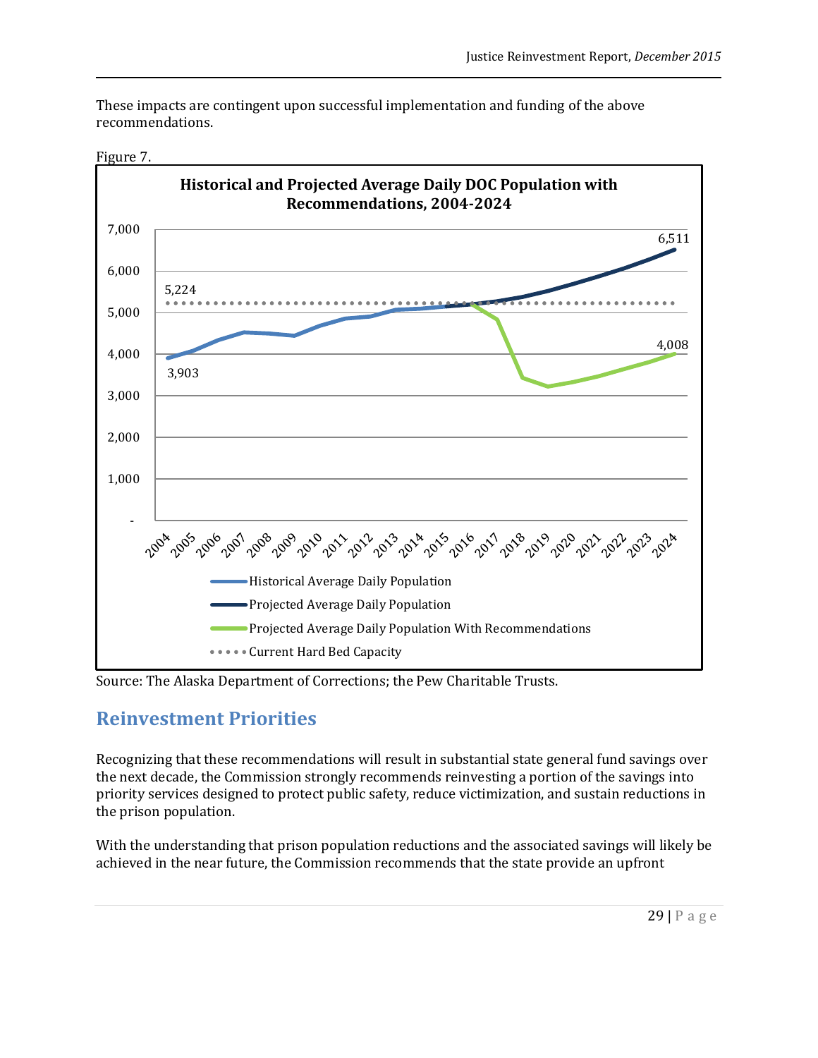These impacts are contingent upon successful implementation and funding of the above recommendations.

Figure 7.

**Historical and Projected Average Daily DOC Population with Recommendations, 2004-2024**

Source: The Alaska Department of Corrections; the Pew Charitable Trusts.

## Reinvestment Priorities

Recognizing that these recommendations will result in substantial state general fund savings over the next decade, the Commission strongly recommends reinvesting a portion of the savings into priority services designed to protect public safety, reduce victimization, and sustain reductions in the prison population.

With the understanding that prison population reductions and the associated savings will likely be achieved in the near future, the Commission recommends that the state provide an upfront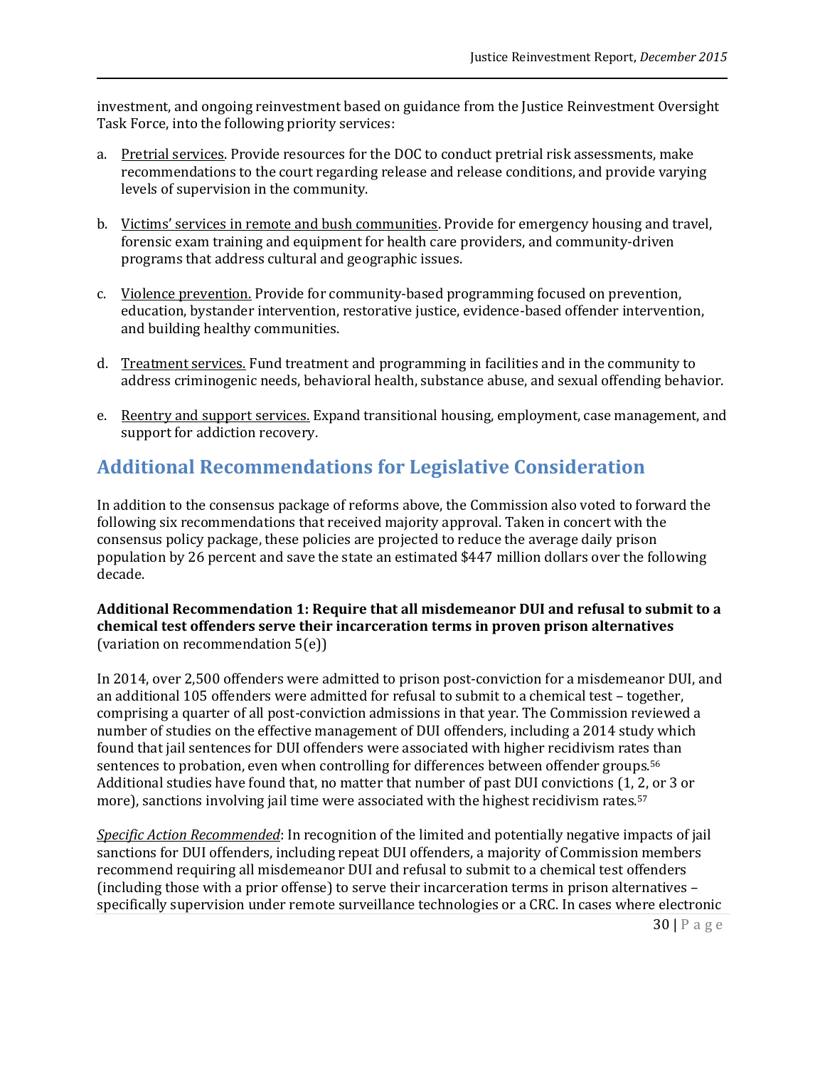investment, and ongoing reinvestment based on guidance from the Justice Reinvestment Oversight Task Force, into the following priority services:

a. Pretrial services. Provide resources for the DOC to conduct pretrial risk assessments, make recommendations to the court regarding release and release conditions, and provide varying levels of supervision in the community.

b. Victims' services in remote and bush communities. Provide for emergency housing and travel, forensic exam training and equipment for health care providers, and community-driven programs that address cultural and geographic issues.

c. Violence prevention. Provide for community-based programming focused on prevention, education, bystander intervention, restorative justice, evidence-based offender intervention, and building healthy communities.

d. Treatment services. Fund treatment and programming in facilities and in the community to address criminogenic needs, behavioral health, substance abuse, and sexual offending behavior.

e. Reentry and support services. Expand transitional housing, employment, case management, and support for addiction recovery.

## Additional Recommendations for Legislative Consideration

In addition to the consensus package of reforms above, the Commission also voted to forward the following six recommendations that received majority approval. Taken in concert with the consensus policy package, these policies are projected to reduce the average daily prison population by 26 percent and save the state an estimated $447 million dollars over the following decade.

**Additional Recommendation 1: Require that all misdemeanor DUI and refusal to submit to a chemical test offenders serve their incarceration terms in proven prison alternatives** (variation on recommendation 5(e))

In 2014, over 2,500 offenders were admitted to prison post-conviction for a misdemeanor DUI, and an additional 105 offenders were admitted for refusal to submit to a chemical test – together, comprising a quarter of all post-conviction admissions in that year. The Commission reviewed a number of studies on the effective management of DUI offenders, including a 2014 study which found that jail sentences for DUI offenders were associated with higher recidivism rates than sentences to probation, even when controlling for differences between offender groups.[56] Additional studies have found that, no matter that number of past DUI convictions (1, 2, or 3 or more), sanctions involving jail time were associated with the highest recidivism rates.[57]

*Specific Action Recommended*: In recognition of the limited and potentially negative impacts of jail sanctions for DUI offenders, including repeat DUI offenders, a majority of Commission members recommend requiring all misdemeanor DUI and refusal to submit to a chemical test offenders (including those with a prior offense) to serve their incarceration terms in prison alternatives – specifically supervision under remote surveillance technologies or a CRC. In cases where electronic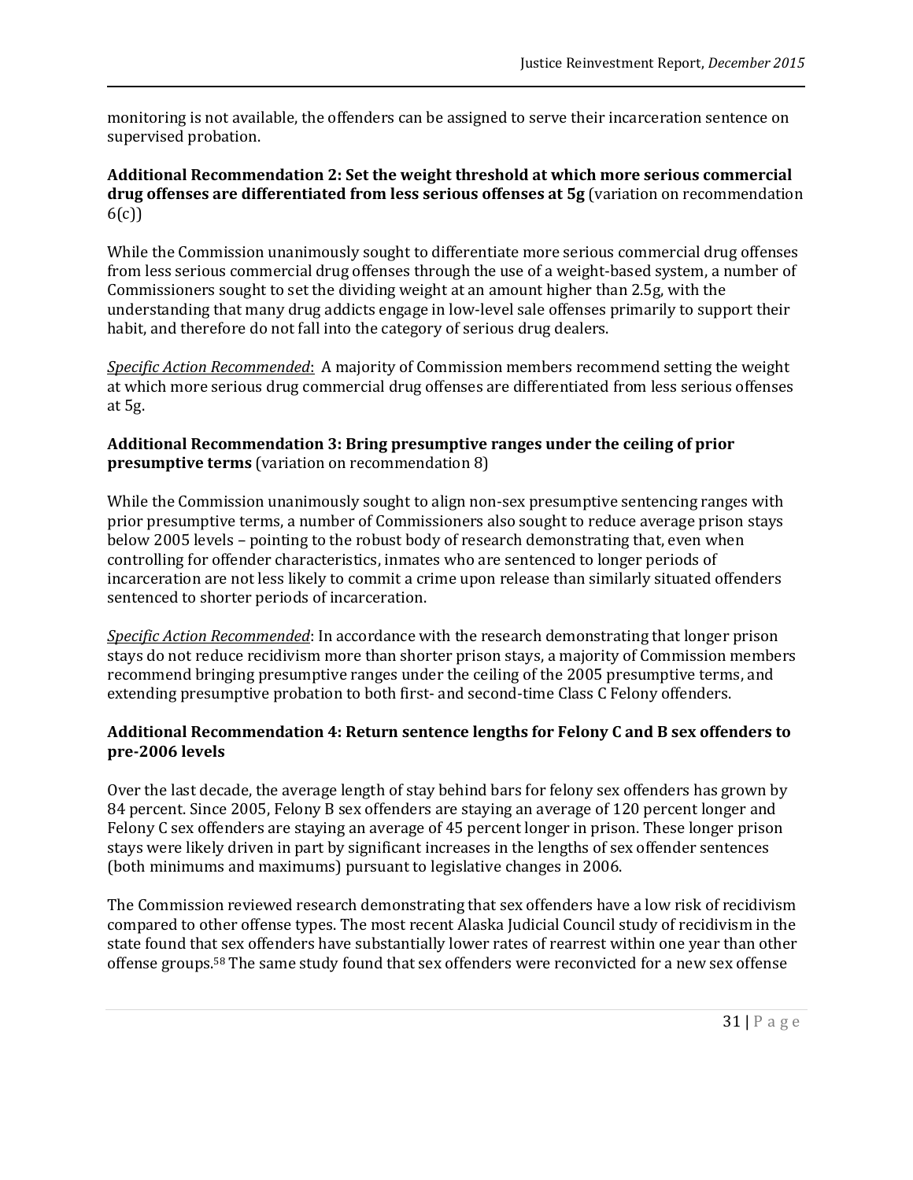monitoring is not available, the offenders can be assigned to serve their incarceration sentence on supervised probation.

**Additional Recommendation 2: Set the weight threshold at which more serious commercial drug offenses are differentiated from less serious offenses at 5g** (variation on recommendation 6(c))

While the Commission unanimously sought to differentiate more serious commercial drug offenses from less serious commercial drug offenses through the use of a weight-based system, a number of Commissioners sought to set the dividing weight at an amount higher than 2.5g, with the understanding that many drug addicts engage in low-level sale offenses primarily to support their habit, and therefore do not fall into the category of serious drug dealers.

*Specific Action Recommended*: A majority of Commission members recommend setting the weight at which more serious drug commercial drug offenses are differentiated from less serious offenses at 5g.

**Additional Recommendation 3: Bring presumptive ranges under the ceiling of prior presumptive terms** (variation on recommendation 8)

While the Commission unanimously sought to align non-sex presumptive sentencing ranges with prior presumptive terms, a number of Commissioners also sought to reduce average prison stays below 2005 levels – pointing to the robust body of research demonstrating that, even when controlling for offender characteristics, inmates who are sentenced to longer periods of incarceration are not less likely to commit a crime upon release than similarly situated offenders sentenced to shorter periods of incarceration.

*Specific Action Recommended*: In accordance with the research demonstrating that longer prison stays do not reduce recidivism more than shorter prison stays, a majority of Commission members recommend bringing presumptive ranges under the ceiling of the 2005 presumptive terms, and extending presumptive probation to both first- and second-time Class C Felony offenders.

**Additional Recommendation 4: Return sentence lengths for Felony C and B sex offenders to pre-2006 levels**

Over the last decade, the average length of stay behind bars for felony sex offenders has grown by 84 percent. Since 2005, Felony B sex offenders are staying an average of 120 percent longer and Felony C sex offenders are staying an average of 45 percent longer in prison. These longer prison stays were likely driven in part by significant increases in the lengths of sex offender sentences (both minimums and maximums) pursuant to legislative changes in 2006.

The Commission reviewed research demonstrating that sex offenders have a low risk of recidivism compared to other offense types. The most recent Alaska Judicial Council study of recidivism in the state found that sex offenders have substantially lower rates of rearrest within one year than other offense groups.[58] The same study found that sex offenders were reconvicted for a new sex offense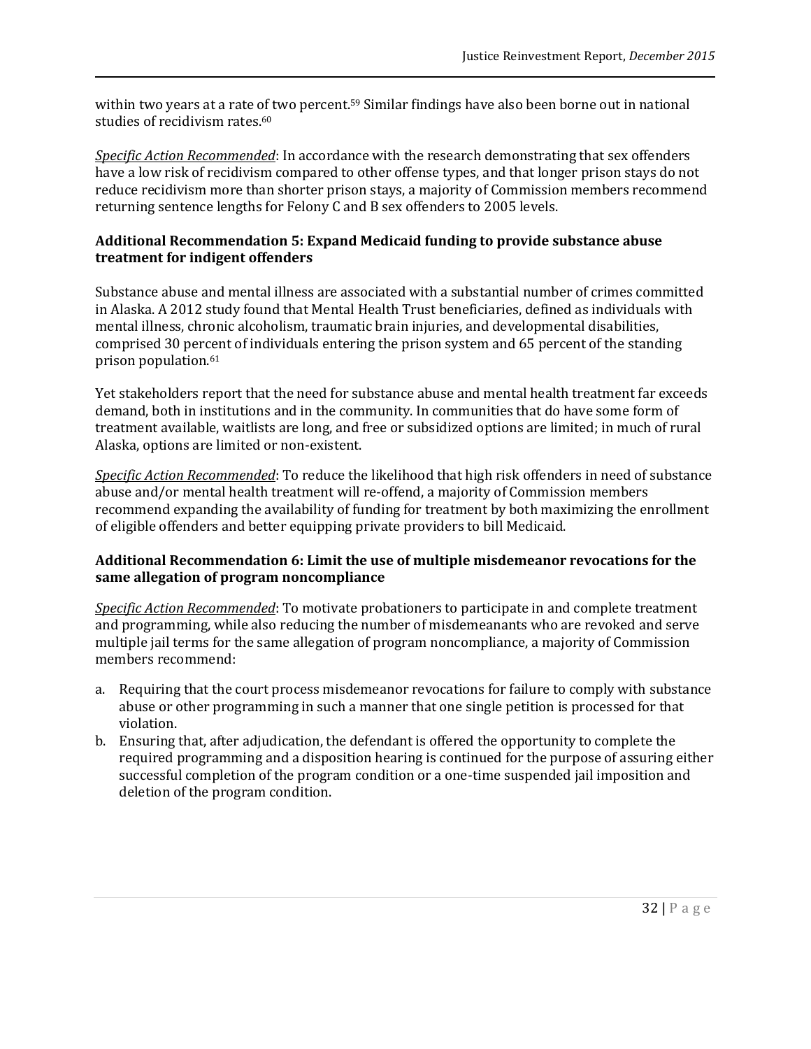within two years at a rate of two percent.[59] Similar findings have also been borne out in national studies of recidivism rates.[60]

*Specific Action Recommended*: In accordance with the research demonstrating that sex offenders have a low risk of recidivism compared to other offense types, and that longer prison stays do not reduce recidivism more than shorter prison stays, a majority of Commission members recommend returning sentence lengths for Felony C and B sex offenders to 2005 levels.

### Additional Recommendation 5: Expand Medicaid funding to provide substance abuse treatment for indigent offenders

Substance abuse and mental illness are associated with a substantial number of crimes committed in Alaska. A 2012 study found that Mental Health Trust beneficiaries, defined as individuals with mental illness, chronic alcoholism, traumatic brain injuries, and developmental disabilities, comprised 30 percent of individuals entering the prison system and 65 percent of the standing prison population.[61]

Yet stakeholders report that the need for substance abuse and mental health treatment far exceeds demand, both in institutions and in the community. In communities that do have some form of treatment available, waitlists are long, and free or subsidized options are limited; in much of rural Alaska, options are limited or non-existent.

*Specific Action Recommended*: To reduce the likelihood that high risk offenders in need of substance abuse and/or mental health treatment will re-offend, a majority of Commission members recommend expanding the availability of funding for treatment by both maximizing the enrollment of eligible offenders and better equipping private providers to bill Medicaid.

### Additional Recommendation 6: Limit the use of multiple misdemeanor revocations for the same allegation of program noncompliance

*Specific Action Recommended*: To motivate probationers to participate in and complete treatment and programming, while also reducing the number of misdemeanants who are revoked and serve multiple jail terms for the same allegation of program noncompliance, a majority of Commission members recommend:

a. Requiring that the court process misdemeanor revocations for failure to comply with substance abuse or other programming in such a manner that one single petition is processed for that violation.
b. Ensuring that, after adjudication, the defendant is offered the opportunity to complete the required programming and a disposition hearing is continued for the purpose of assuring either successful completion of the program condition or a one-time suspended jail imposition and deletion of the program condition.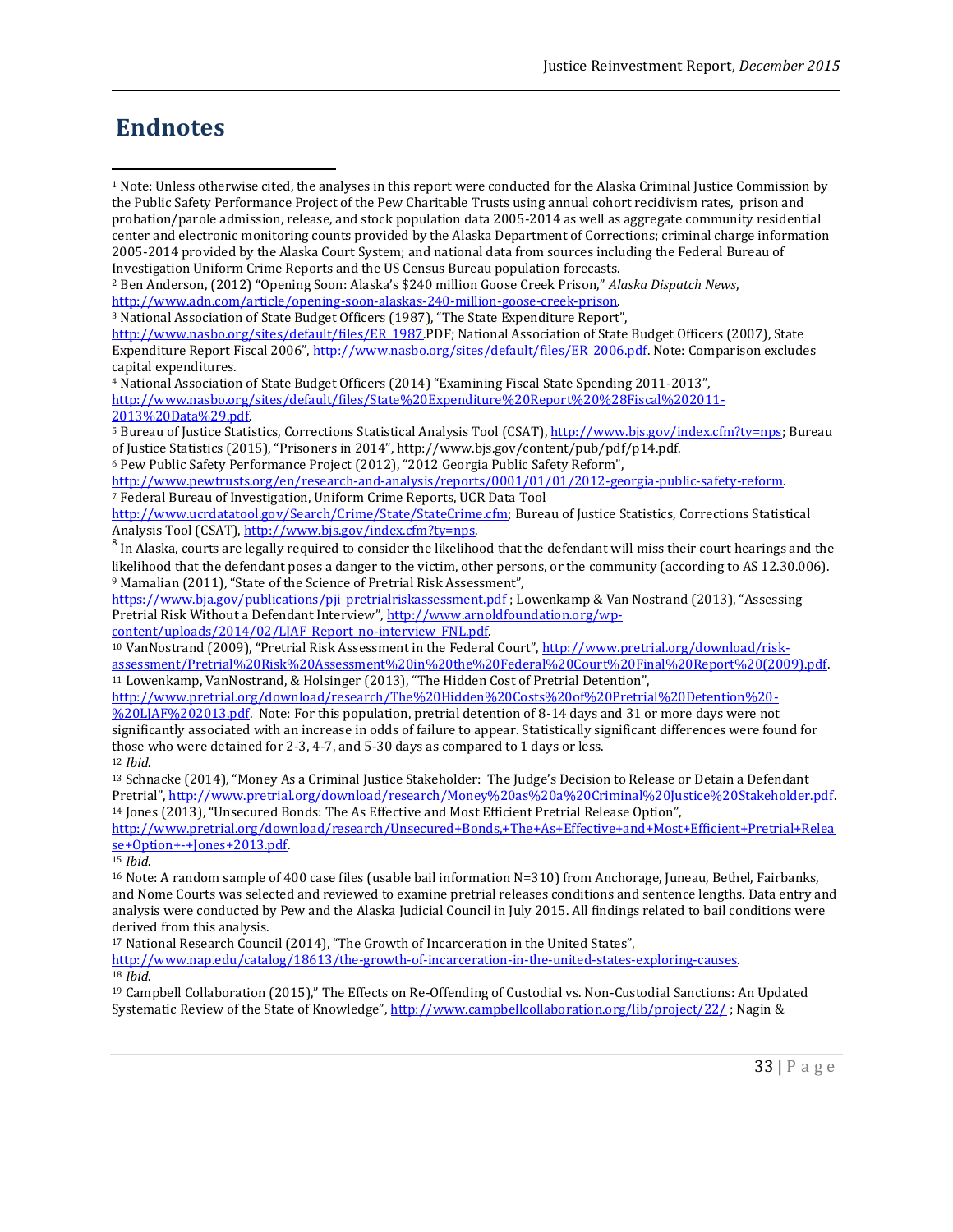# Endnotes

[1] Note: Unless otherwise cited, the analyses in this report were conducted for the Alaska Criminal Justice Commission by the Public Safety Performance Project of the Pew Charitable Trusts using annual cohort recidivism rates, prison and probation/parole admission, release, and stock population data 2005-2014 as well as aggregate community residential center and electronic monitoring counts provided by the Alaska Department of Corrections; criminal charge information 2005-2014 provided by the Alaska Court System; and national data from sources including the Federal Bureau of Investigation Uniform Crime Reports and the US Census Bureau population forecasts.

[2] Ben Anderson, (2012) "Opening Soon: Alaska's $240 million Goose Creek Prison," *Alaska Dispatch News*, http://www.adn.com/article/opening-soon-alaskas-240-million-goose-creek-prison.

[3] National Association of State Budget Officers (1987), "The State Expenditure Report", http://www.nasbo.org/sites/default/files/ER_1987.PDF; National Association of State Budget Officers (2007), State Expenditure Report Fiscal 2006", http://www.nasbo.org/sites/default/files/ER_2006.pdf. Note: Comparison excludes capital expenditures.

[4] National Association of State Budget Officers (2014) "Examining Fiscal State Spending 2011-2013", http://www.nasbo.org/sites/default/files/State%20Expenditure%20Report%20%28Fiscal%202011-2013%20Data%29.pdf.

[5] Bureau of Justice Statistics, Corrections Statistical Analysis Tool (CSAT), http://www.bjs.gov/index.cfm?ty=nps; Bureau of Justice Statistics (2015), "Prisoners in 2014", http://www.bjs.gov/content/pub/pdf/p14.pdf.

[6] Pew Public Safety Performance Project (2012), "2012 Georgia Public Safety Reform", http://www.pewtrusts.org/en/research-and-analysis/reports/0001/01/01/2012-georgia-public-safety-reform.

[7] Federal Bureau of Investigation, Uniform Crime Reports, UCR Data Tool http://www.ucrdatatool.gov/Search/Crime/State/StateCrime.cfm; Bureau of Justice Statistics, Corrections Statistical Analysis Tool (CSAT), http://www.bjs.gov/index.cfm?ty=nps.

[8] In Alaska, courts are legally required to consider the likelihood that the defendant will miss their court hearings and the likelihood that the defendant poses a danger to the victim, other persons, or the community (according to AS 12.30.006).

[9] Mamalian (2011), "State of the Science of Pretrial Risk Assessment", https://www.bja.gov/publications/pji_pretrialriskassessment.pdf ; Lowenkamp & Van Nostrand (2013), "Assessing Pretrial Risk Without a Defendant Interview", http://www.arnoldfoundation.org/wp-content/uploads/2014/02/LJAF_Report_no-interview_FNL.pdf.

[10] VanNostrand (2009), "Pretrial Risk Assessment in the Federal Court", http://www.pretrial.org/download/risk-assessment/Pretrial%20Risk%20Assessment%20in%20the%20Federal%20Court%20Final%20Report%20(2009).pdf.

[11] Lowenkamp, VanNostrand, & Holsinger (2013), "The Hidden Cost of Pretrial Detention", http://www.pretrial.org/download/research/The%20Hidden%20Costs%20of%20Pretrial%20Detention%20-%20LJAF%202013.pdf. Note: For this population, pretrial detention of 8-14 days and 31 or more days were not significantly associated with an increase in odds of failure to appear. Statistically significant differences were found for those who were detained for 2-3, 4-7, and 5-30 days as compared to 1 days or less.

[12] *Ibid*.

[13] Schnacke (2014), "Money As a Criminal Justice Stakeholder: The Judge's Decision to Release or Detain a Defendant Pretrial", http://www.pretrial.org/download/research/Money%20as%20a%20Criminal%20Justice%20Stakeholder.pdf.

[14] Jones (2013), "Unsecured Bonds: The As Effective and Most Efficient Pretrial Release Option", http://www.pretrial.org/download/research/Unsecured+Bonds,+The+As+Effective+and+Most+Efficient+Pretrial+Release+Option+-+Jones+2013.pdf.

[15] *Ibid*.

[16] Note: A random sample of 400 case files (usable bail information N=310) from Anchorage, Juneau, Bethel, Fairbanks, and Nome Courts was selected and reviewed to examine pretrial releases conditions and sentence lengths. Data entry and analysis were conducted by Pew and the Alaska Judicial Council in July 2015. All findings related to bail conditions were derived from this analysis.

[17] National Research Council (2014), "The Growth of Incarceration in the United States", http://www.nap.edu/catalog/18613/the-growth-of-incarceration-in-the-united-states-exploring-causes.

[18] *Ibid*.

[19] Campbell Collaboration (2015)," The Effects on Re-Offending of Custodial vs. Non-Custodial Sanctions: An Updated Systematic Review of the State of Knowledge", http://www.campbellcollaboration.org/lib/project/22/ ; Nagin &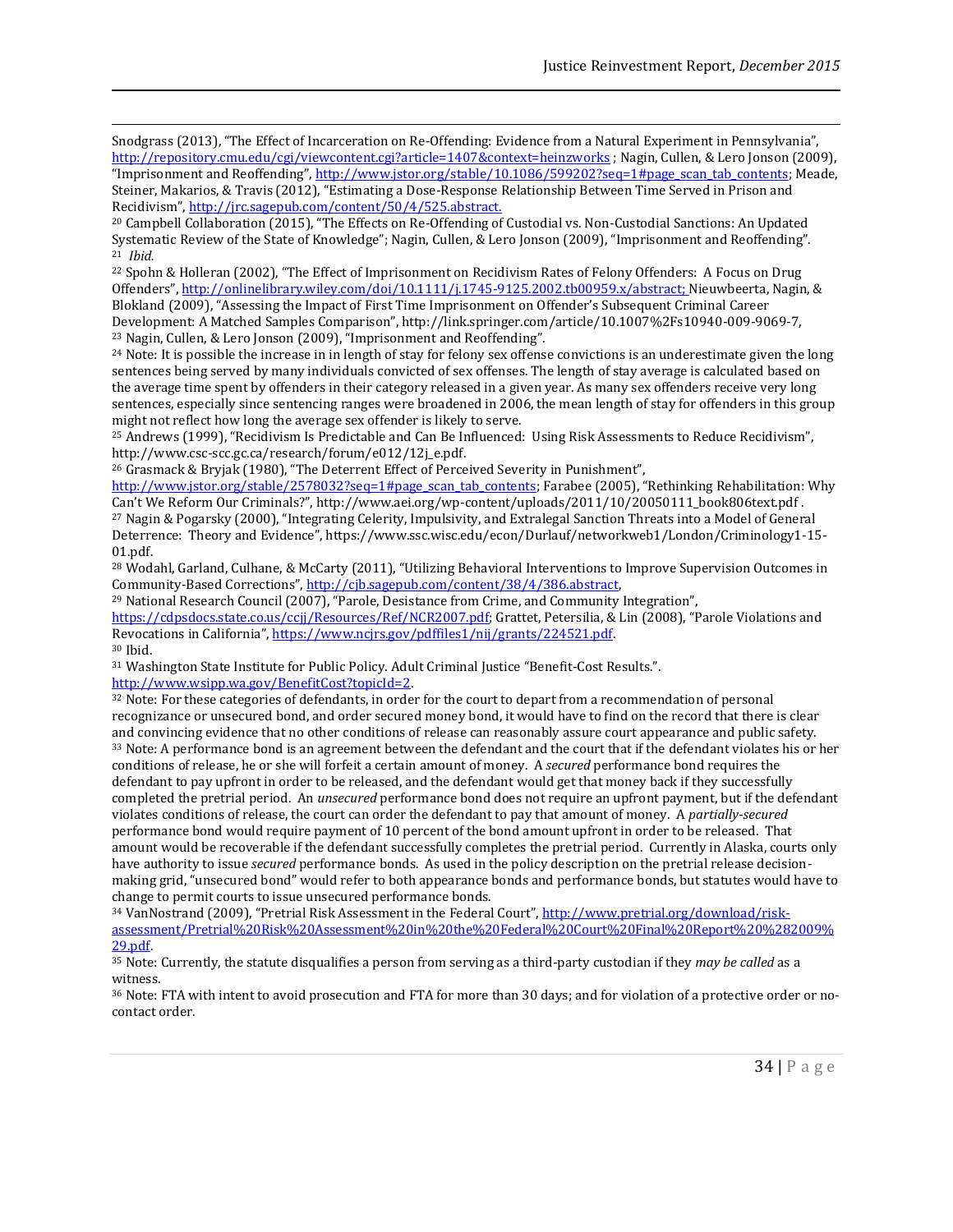Snodgrass (2013), "The Effect of Incarceration on Re-Offending: Evidence from a Natural Experiment in Pennsylvania", http://repository.cmu.edu/cgi/viewcontent.cgi?article=1407&context=heinzworks ; Nagin, Cullen, & Lero Jonson (2009), "Imprisonment and Reoffending", http://www.jstor.org/stable/10.1086/599202?seq=1#page_scan_tab_contents; Meade, Steiner, Makarios, & Travis (2012), "Estimating a Dose-Response Relationship Between Time Served in Prison and Recidivism", http://jrc.sagepub.com/content/50/4/525.abstract.

[20] Campbell Collaboration (2015), "The Effects on Re-Offending of Custodial vs. Non-Custodial Sanctions: An Updated Systematic Review of the State of Knowledge"; Nagin, Cullen, & Lero Jonson (2009), "Imprisonment and Reoffending".

[21] *Ibid.*

[22] Spohn & Holleran (2002), "The Effect of Imprisonment on Recidivism Rates of Felony Offenders: A Focus on Drug Offenders", http://onlinelibrary.wiley.com/doi/10.1111/j.1745-9125.2002.tb00959.x/abstract; Nieuwbeerta, Nagin, & Blokland (2009), "Assessing the Impact of First Time Imprisonment on Offender's Subsequent Criminal Career Development: A Matched Samples Comparison", http://link.springer.com/article/10.1007%2Fs10940-009-9069-7,

[23] Nagin, Cullen, & Lero Jonson (2009), "Imprisonment and Reoffending".

[24] Note: It is possible the increase in in length of stay for felony sex offense convictions is an underestimate given the long sentences being served by many individuals convicted of sex offenses. The length of stay average is calculated based on the average time spent by offenders in their category released in a given year. As many sex offenders receive very long sentences, especially since sentencing ranges were broadened in 2006, the mean length of stay for offenders in this group might not reflect how long the average sex offender is likely to serve.

[25] Andrews (1999), "Recidivism Is Predictable and Can Be Influenced: Using Risk Assessments to Reduce Recidivism", http://www.csc-scc.gc.ca/research/forum/e012/12j_e.pdf.

[26] Grasmack & Bryjak (1980), "The Deterrent Effect of Perceived Severity in Punishment", http://www.jstor.org/stable/2578032?seq=1#page_scan_tab_contents; Farabee (2005), "Rethinking Rehabilitation: Why Can't We Reform Our Criminals?", http://www.aei.org/wp-content/uploads/2011/10/20050111_book806text.pdf .

[27] Nagin & Pogarsky (2000), "Integrating Celerity, Impulsivity, and Extralegal Sanction Threats into a Model of General Deterrence: Theory and Evidence", https://www.ssc.wisc.edu/econ/Durlauf/networkweb1/London/Criminology1-15-01.pdf.

[28] Wodahl, Garland, Culhane, & McCarty (2011), "Utilizing Behavioral Interventions to Improve Supervision Outcomes in Community-Based Corrections", http://cjb.sagepub.com/content/38/4/386.abstract,

[29] National Research Council (2007), "Parole, Desistance from Crime, and Community Integration", https://cdpsdocs.state.co.us/ccjj/Resources/Ref/NCR2007.pdf; Grattet, Petersilia, & Lin (2008), "Parole Violations and Revocations in California", https://www.ncjrs.gov/pdffiles1/nij/grants/224521.pdf.

[30] Ibid.

[31] Washington State Institute for Public Policy. Adult Criminal Justice "Benefit-Cost Results.". http://www.wsipp.wa.gov/BenefitCost?topicId=2.

[32] Note: For these categories of defendants, in order for the court to depart from a recommendation of personal recognizance or unsecured bond, and order secured money bond, it would have to find on the record that there is clear and convincing evidence that no other conditions of release can reasonably assure court appearance and public safety.

[33] Note: A performance bond is an agreement between the defendant and the court that if the defendant violates his or her conditions of release, he or she will forfeit a certain amount of money. A *secured* performance bond requires the defendant to pay upfront in order to be released, and the defendant would get that money back if they successfully completed the pretrial period. An *unsecured* performance bond does not require an upfront payment, but if the defendant violates conditions of release, the court can order the defendant to pay that amount of money. A *partially-secured* performance bond would require payment of 10 percent of the bond amount upfront in order to be released. That amount would be recoverable if the defendant successfully completes the pretrial period. Currently in Alaska, courts only have authority to issue *secured* performance bonds. As used in the policy description on the pretrial release decision-making grid, "unsecured bond" would refer to both appearance bonds and performance bonds, but statutes would have to change to permit courts to issue unsecured performance bonds.

[34] VanNostrand (2009), "Pretrial Risk Assessment in the Federal Court", http://www.pretrial.org/download/risk-assessment/Pretrial%20Risk%20Assessment%20in%20the%20Federal%20Court%20Final%20Report%20%282009%29.pdf.

[35] Note: Currently, the statute disqualifies a person from serving as a third-party custodian if they *may be called* as a witness.

[36] Note: FTA with intent to avoid prosecution and FTA for more than 30 days; and for violation of a protective order or no-contact order.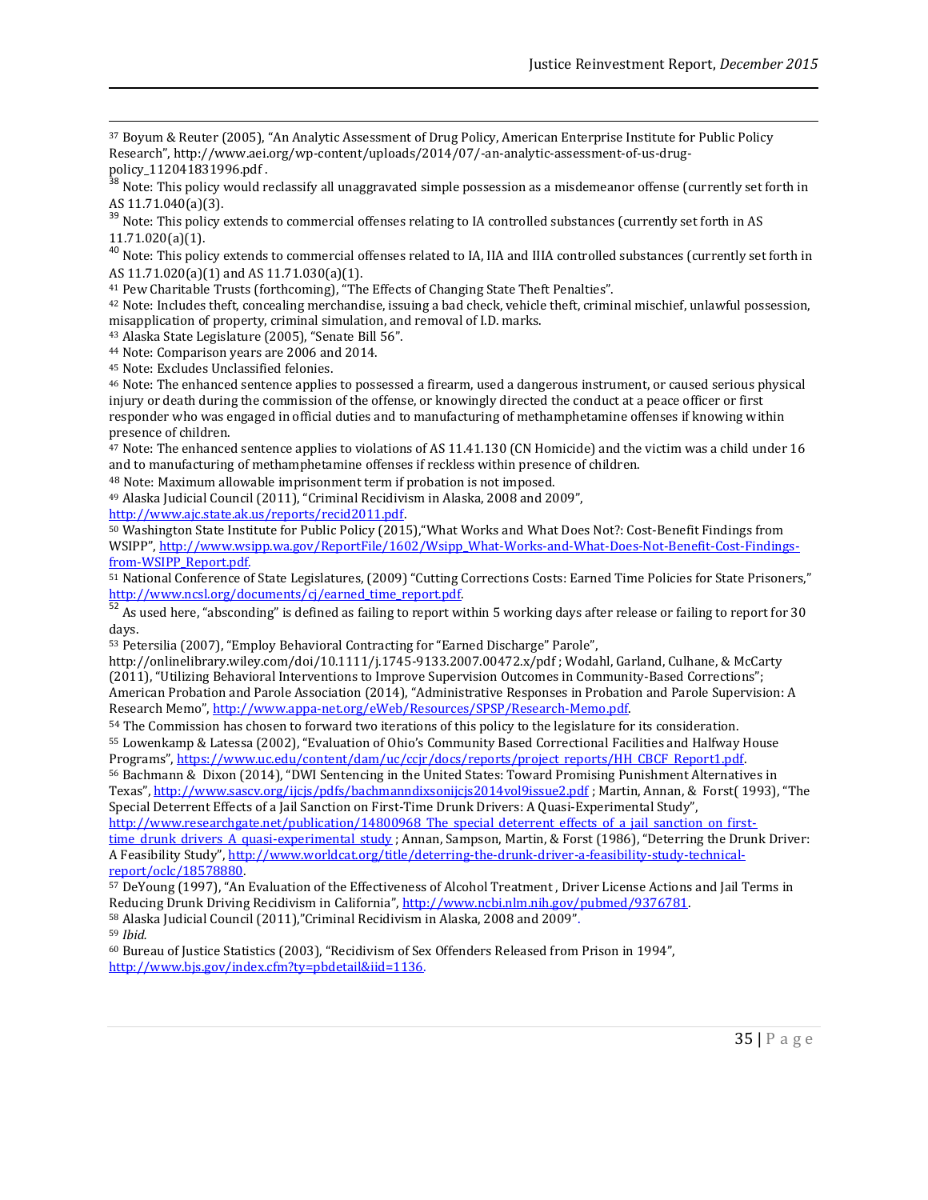37 Boyum & Reuter (2005), "An Analytic Assessment of Drug Policy, American Enterprise Institute for Public Policy Research", http://www.aei.org/wp-content/uploads/2014/07/-an-analytic-assessment-of-us-drug-policy_112041831996.pdf .

38 Note: This policy would reclassify all unaggravated simple possession as a misdemeanor offense (currently set forth in AS 11.71.040(a)(3).

39 Note: This policy extends to commercial offenses relating to IA controlled substances (currently set forth in AS 11.71.020(a)(1).

40 Note: This policy extends to commercial offenses related to IA, IIA and IIIA controlled substances (currently set forth in AS 11.71.020(a)(1) and AS 11.71.030(a)(1).

41 Pew Charitable Trusts (forthcoming), "The Effects of Changing State Theft Penalties".

42 Note: Includes theft, concealing merchandise, issuing a bad check, vehicle theft, criminal mischief, unlawful possession, misapplication of property, criminal simulation, and removal of I.D. marks.

43 Alaska State Legislature (2005), "Senate Bill 56".

44 Note: Comparison years are 2006 and 2014.

45 Note: Excludes Unclassified felonies.

46 Note: The enhanced sentence applies to possessed a firearm, used a dangerous instrument, or caused serious physical injury or death during the commission of the offense, or knowingly directed the conduct at a peace officer or first responder who was engaged in official duties and to manufacturing of methamphetamine offenses if knowing within presence of children.

47 Note: The enhanced sentence applies to violations of AS 11.41.130 (CN Homicide) and the victim was a child under 16 and to manufacturing of methamphetamine offenses if reckless within presence of children.

48 Note: Maximum allowable imprisonment term if probation is not imposed.

49 Alaska Judicial Council (2011), "Criminal Recidivism in Alaska, 2008 and 2009", http://www.ajc.state.ak.us/reports/recid2011.pdf.

50 Washington State Institute for Public Policy (2015),"What Works and What Does Not?: Cost-Benefit Findings from WSIPP", http://www.wsipp.wa.gov/ReportFile/1602/Wsipp_What-Works-and-What-Does-Not-Benefit-Cost-Findings-from-WSIPP_Report.pdf.

51 National Conference of State Legislatures, (2009) "Cutting Corrections Costs: Earned Time Policies for State Prisoners," http://www.ncsl.org/documents/cj/earned_time_report.pdf.

52 As used here, "absconding" is defined as failing to report within 5 working days after release or failing to report for 30 days.

53 Petersilia (2007), "Employ Behavioral Contracting for "Earned Discharge" Parole", http://onlinelibrary.wiley.com/doi/10.1111/j.1745-9133.2007.00472.x/pdf ; Wodahl, Garland, Culhane, & McCarty (2011), "Utilizing Behavioral Interventions to Improve Supervision Outcomes in Community-Based Corrections"; American Probation and Parole Association (2014), "Administrative Responses in Probation and Parole Supervision: A Research Memo", http://www.appa-net.org/eWeb/Resources/SPSP/Research-Memo.pdf.

54 The Commission has chosen to forward two iterations of this policy to the legislature for its consideration.

55 Lowenkamp & Latessa (2002), "Evaluation of Ohio's Community Based Correctional Facilities and Halfway House Programs", https://www.uc.edu/content/dam/uc/ccjr/docs/reports/project_reports/HH_CBCF_Report1.pdf.

56 Bachmann & Dixon (2014), "DWI Sentencing in the United States: Toward Promising Punishment Alternatives in Texas", http://www.sascv.org/ijcjs/pdfs/bachmanndixsonijcjs2014vol9issue2.pdf ; Martin, Annan, & Forst( 1993), "The Special Deterrent Effects of a Jail Sanction on First-Time Drunk Drivers: A Quasi-Experimental Study", http://www.researchgate.net/publication/14800968_The_special_deterrent_effects_of_a_jail_sanction_on_first-time_drunk_drivers_A_quasi-experimental_study ; Annan, Sampson, Martin, & Forst (1986), "Deterring the Drunk Driver: A Feasibility Study", http://www.worldcat.org/title/deterring-the-drunk-driver-a-feasibility-study-technical-report/oclc/18578880.

57 DeYoung (1997), "An Evaluation of the Effectiveness of Alcohol Treatment , Driver License Actions and Jail Terms in Reducing Drunk Driving Recidivism in California", http://www.ncbi.nlm.nih.gov/pubmed/9376781.

58 Alaska Judicial Council (2011),"Criminal Recidivism in Alaska, 2008 and 2009".

59 *Ibid.*

60 Bureau of Justice Statistics (2003), "Recidivism of Sex Offenders Released from Prison in 1994", http://www.bjs.gov/index.cfm?ty=pbdetail&iid=1136.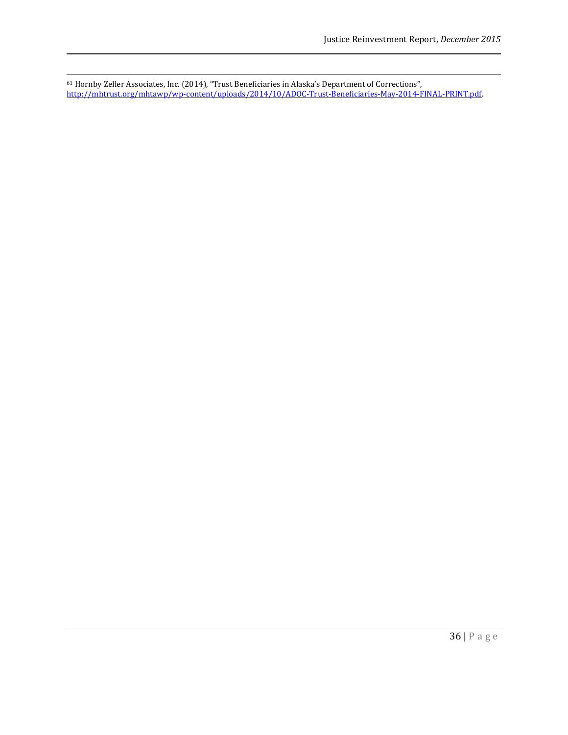[61] Hornby Zeller Associates, Inc. (2014), "Trust Beneficiaries in Alaska's Department of Corrections", http://mhtrust.org/mhtawp/wp-content/uploads/2014/10/ADOC-Trust-Beneficiaries-May-2014-FINAL-PRINT.pdf.